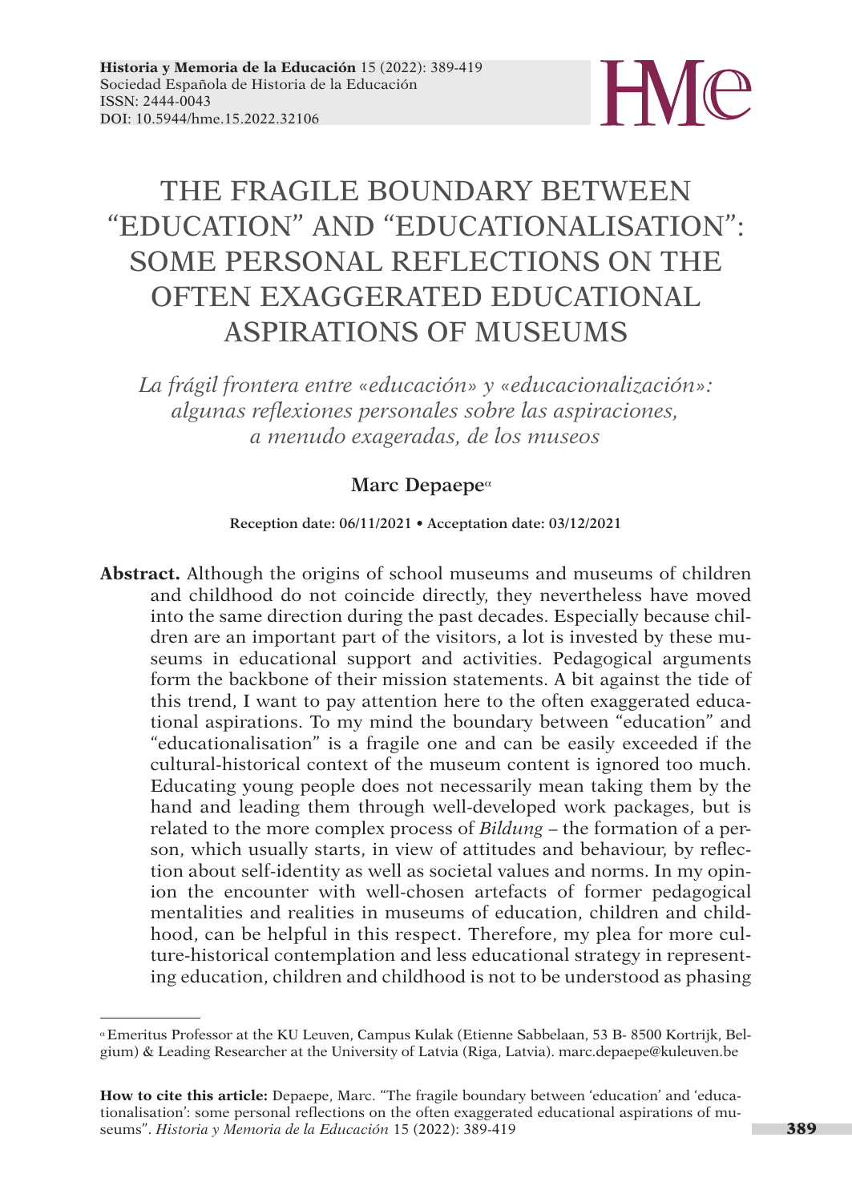# THE FRAGILE BOUNDARY BETWEEN "EDUCATION" AND "EDUCATIONALISATION": SOME PERSONAL REFLECTIONS ON THE OFTEN EXAGGERATED EDUCATIONAL ASPIRATIONS OF MUSEUMS

*La frágil frontera entre «educación» y «educacionalización»: algunas reflexiones personales sobre las aspiraciones, a menudo exageradas, de los museos*

**Marc Depaepe**[α]

**Reception date: 06/11/2021 • Acceptation date: 03/12/2021**

**Abstract.** Although the origins of school museums and museums of children and childhood do not coincide directly, they nevertheless have moved into the same direction during the past decades. Especially because children are an important part of the visitors, a lot is invested by these museums in educational support and activities. Pedagogical arguments form the backbone of their mission statements. A bit against the tide of this trend, I want to pay attention here to the often exaggerated educational aspirations. To my mind the boundary between "education" and "educationalisation" is a fragile one and can be easily exceeded if the cultural-historical context of the museum content is ignored too much. Educating young people does not necessarily mean taking them by the hand and leading them through well-developed work packages, but is related to the more complex process of *Bildung* – the formation of a person, which usually starts, in view of attitudes and behaviour, by reflection about self-identity as well as societal values and norms. In my opinion the encounter with well-chosen artefacts of former pedagogical mentalities and realities in museums of education, children and childhood, can be helpful in this respect. Therefore, my plea for more culture-historical contemplation and less educational strategy in representing education, children and childhood is not to be understood as phasing

---

[α] Emeritus Professor at the KU Leuven, Campus Kulak (Etienne Sabbelaan, 53 B- 8500 Kortrijk, Belgium) & Leading Researcher at the University of Latvia (Riga, Latvia). marc.depaepe@kuleuven.be

**How to cite this article:** Depaepe, Marc. "The fragile boundary between 'education' and 'educationalisation': some personal reflections on the often exaggerated educational aspirations of museums". *Historia y Memoria de la Educación* 15 (2022): 389-419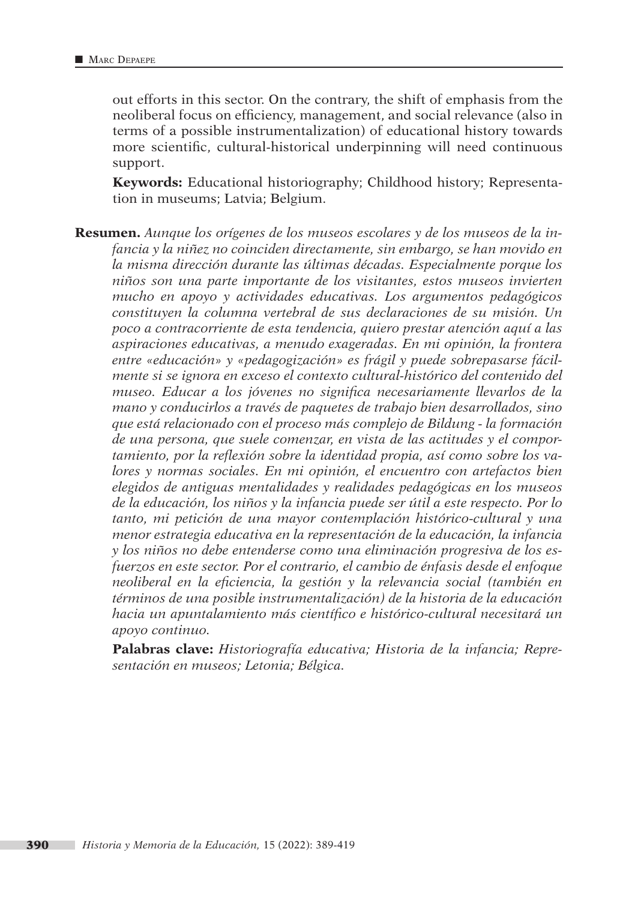out efforts in this sector. On the contrary, the shift of emphasis from the neoliberal focus on efficiency, management, and social relevance (also in terms of a possible instrumentalization) of educational history towards more scientific, cultural-historical underpinning will need continuous support.

**Keywords:** Educational historiography; Childhood history; Representation in museums; Latvia; Belgium.

**Resumen.** *Aunque los orígenes de los museos escolares y de los museos de la infancia y la niñez no coinciden directamente, sin embargo, se han movido en la misma dirección durante las últimas décadas. Especialmente porque los niños son una parte importante de los visitantes, estos museos invierten mucho en apoyo y actividades educativas. Los argumentos pedagógicos constituyen la columna vertebral de sus declaraciones de su misión. Un poco a contracorriente de esta tendencia, quiero prestar atención aquí a las aspiraciones educativas, a menudo exageradas. En mi opinión, la frontera entre «educación» y «pedagogización» es frágil y puede sobrepasarse fácilmente si se ignora en exceso el contexto cultural-histórico del contenido del museo. Educar a los jóvenes no significa necesariamente llevarlos de la mano y conducirlos a través de paquetes de trabajo bien desarrollados, sino que está relacionado con el proceso más complejo de Bildung - la formación de una persona, que suele comenzar, en vista de las actitudes y el comportamiento, por la reflexión sobre la identidad propia, así como sobre los valores y normas sociales. En mi opinión, el encuentro con artefactos bien elegidos de antiguas mentalidades y realidades pedagógicas en los museos de la educación, los niños y la infancia puede ser útil a este respecto. Por lo tanto, mi petición de una mayor contemplación histórico-cultural y una menor estrategia educativa en la representación de la educación, la infancia y los niños no debe entenderse como una eliminación progresiva de los esfuerzos en este sector. Por el contrario, el cambio de énfasis desde el enfoque neoliberal en la eficiencia, la gestión y la relevancia social (también en términos de una posible instrumentalización) de la historia de la educación hacia un apuntalamiento más científico e histórico-cultural necesitará un apoyo continuo.*

**Palabras clave:** *Historiografía educativa; Historia de la infancia; Representación en museos; Letonia; Bélgica.*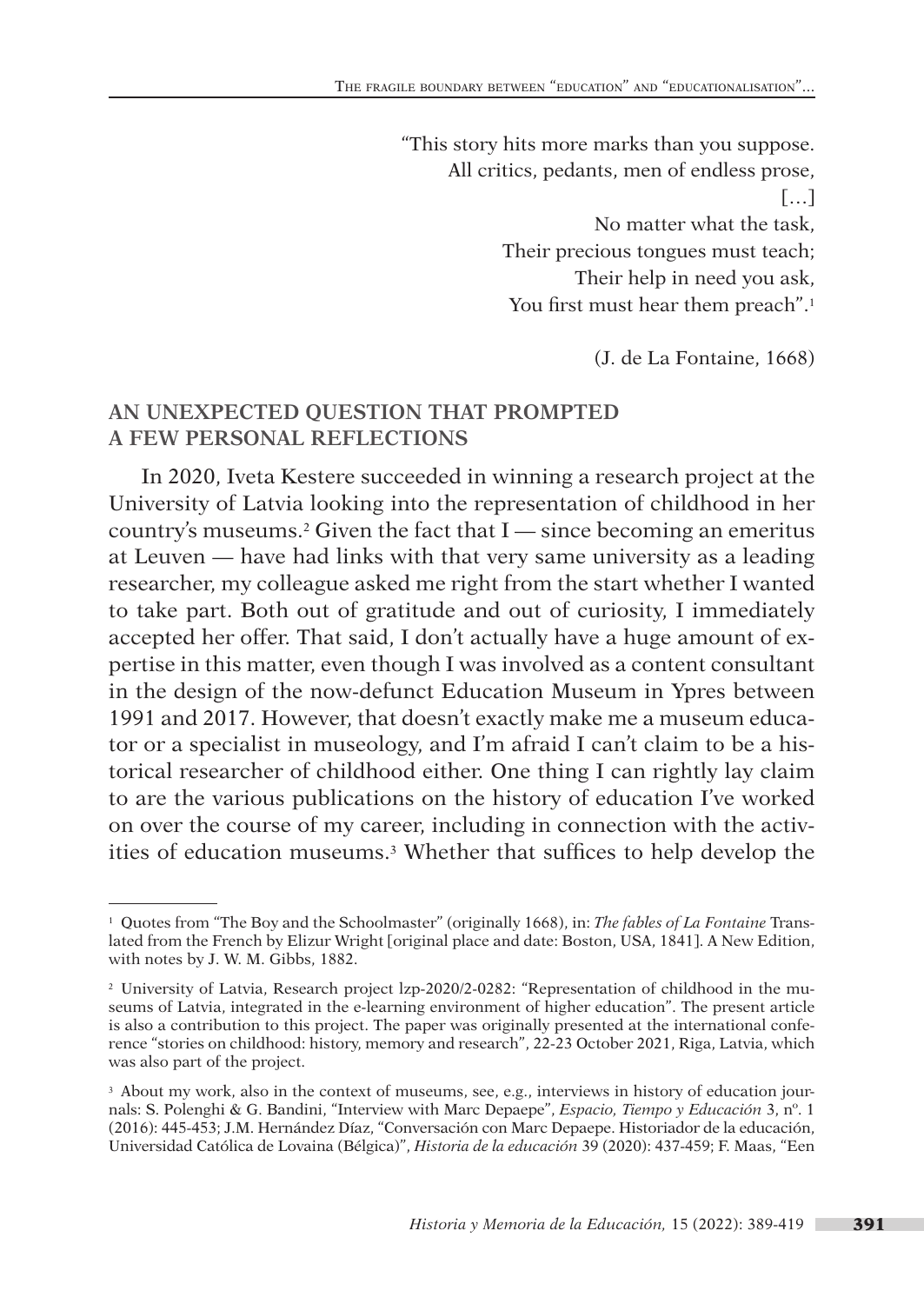> "This story hits more marks than you suppose.
> All critics, pedants, men of endless prose,
> […]
> No matter what the task,
> Their precious tongues must teach;
> Their help in need you ask,
> You first must hear them preach".[1]
>
> (J. de La Fontaine, 1668)

## AN UNEXPECTED QUESTION THAT PROMPTED A FEW PERSONAL REFLECTIONS

In 2020, Iveta Kestere succeeded in winning a research project at the University of Latvia looking into the representation of childhood in her country's museums.[2] Given the fact that I — since becoming an emeritus at Leuven — have had links with that very same university as a leading researcher, my colleague asked me right from the start whether I wanted to take part. Both out of gratitude and out of curiosity, I immediately accepted her offer. That said, I don't actually have a huge amount of expertise in this matter, even though I was involved as a content consultant in the design of the now-defunct Education Museum in Ypres between 1991 and 2017. However, that doesn't exactly make me a museum educator or a specialist in museology, and I'm afraid I can't claim to be a historical researcher of childhood either. One thing I can rightly lay claim to are the various publications on the history of education I've worked on over the course of my career, including in connection with the activities of education museums.[3] Whether that suffices to help develop the

---

[1] Quotes from "The Boy and the Schoolmaster" (originally 1668), in: *The fables of La Fontaine* Translated from the French by Elizur Wright [original place and date: Boston, USA, 1841]. A New Edition, with notes by J. W. M. Gibbs, 1882.

[2] University of Latvia, Research project lzp-2020/2-0282: "Representation of childhood in the museums of Latvia, integrated in the e-learning environment of higher education". The present article is also a contribution to this project. The paper was originally presented at the international conference "stories on childhood: history, memory and research", 22-23 October 2021, Riga, Latvia, which was also part of the project.

[3] About my work, also in the context of museums, see, e.g., interviews in history of education journals: S. Polenghi & G. Bandini, "Interview with Marc Depaepe", *Espacio, Tiempo y Educación* 3, nº. 1 (2016): 445-453; J.M. Hernández Díaz, "Conversación con Marc Depaepe. Historiador de la educación, Universidad Católica de Lovaina (Bélgica)", *Historia de la educación* 39 (2020): 437-459; F. Maas, "Een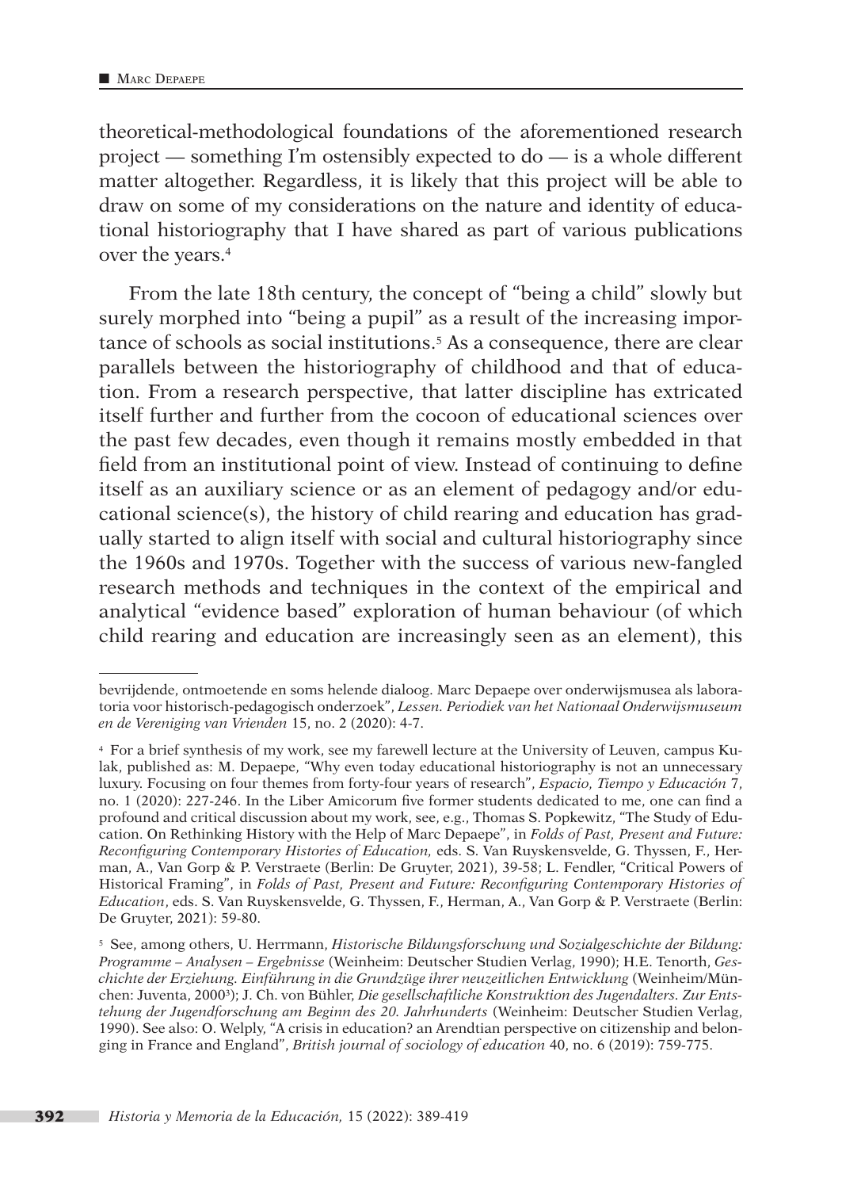theoretical-methodological foundations of the aforementioned research project — something I'm ostensibly expected to do — is a whole different matter altogether. Regardless, it is likely that this project will be able to draw on some of my considerations on the nature and identity of educational historiography that I have shared as part of various publications over the years.[4]

From the late 18th century, the concept of "being a child" slowly but surely morphed into "being a pupil" as a result of the increasing importance of schools as social institutions.[5] As a consequence, there are clear parallels between the historiography of childhood and that of education. From a research perspective, that latter discipline has extricated itself further and further from the cocoon of educational sciences over the past few decades, even though it remains mostly embedded in that field from an institutional point of view. Instead of continuing to define itself as an auxiliary science or as an element of pedagogy and/or educational science(s), the history of child rearing and education has gradually started to align itself with social and cultural historiography since the 1960s and 1970s. Together with the success of various new-fangled research methods and techniques in the context of the empirical and analytical "evidence based" exploration of human behaviour (of which child rearing and education are increasingly seen as an element), this

---

bevrijdende, ontmoetende en soms helende dialoog. Marc Depaepe over onderwijsmusea als laboratoria voor historisch-pedagogisch onderzoek", *Lessen. Periodiek van het Nationaal Onderwijsmuseum en de Vereniging van Vrienden* 15, no. 2 (2020): 4-7.

[4] For a brief synthesis of my work, see my farewell lecture at the University of Leuven, campus Kulak, published as: M. Depaepe, "Why even today educational historiography is not an unnecessary luxury. Focusing on four themes from forty-four years of research", *Espacio, Tiempo y Educación* 7, no. 1 (2020): 227-246. In the Liber Amicorum five former students dedicated to me, one can find a profound and critical discussion about my work, see, e.g., Thomas S. Popkewitz, "The Study of Education. On Rethinking History with the Help of Marc Depaepe", in *Folds of Past, Present and Future: Reconfiguring Contemporary Histories of Education,* eds. S. Van Ruyskensvelde, G. Thyssen, F., Herman, A., Van Gorp & P. Verstraete (Berlin: De Gruyter, 2021), 39-58; L. Fendler, "Critical Powers of Historical Framing", in *Folds of Past, Present and Future: Reconfiguring Contemporary Histories of Education*, eds. S. Van Ruyskensvelde, G. Thyssen, F., Herman, A., Van Gorp & P. Verstraete (Berlin: De Gruyter, 2021): 59-80.

[5] See, among others, U. Herrmann, *Historische Bildungsforschung und Sozialgeschichte der Bildung: Programme – Analysen – Ergebnisse* (Weinheim: Deutscher Studien Verlag, 1990); H.E. Tenorth, *Geschichte der Erziehung. Einführung in die Grundzüge ihrer neuzeitlichen Entwicklung* (Weinheim/München: Juventa, 2000[3]); J. Ch. von Bühler, *Die gesellschaftliche Konstruktion des Jugendalters. Zur Entstehung der Jugendforschung am Beginn des 20. Jahrhunderts* (Weinheim: Deutscher Studien Verlag, 1990). See also: O. Welply, "A crisis in education? an Arendtian perspective on citizenship and belonging in France and England", *British journal of sociology of education* 40, no. 6 (2019): 759-775.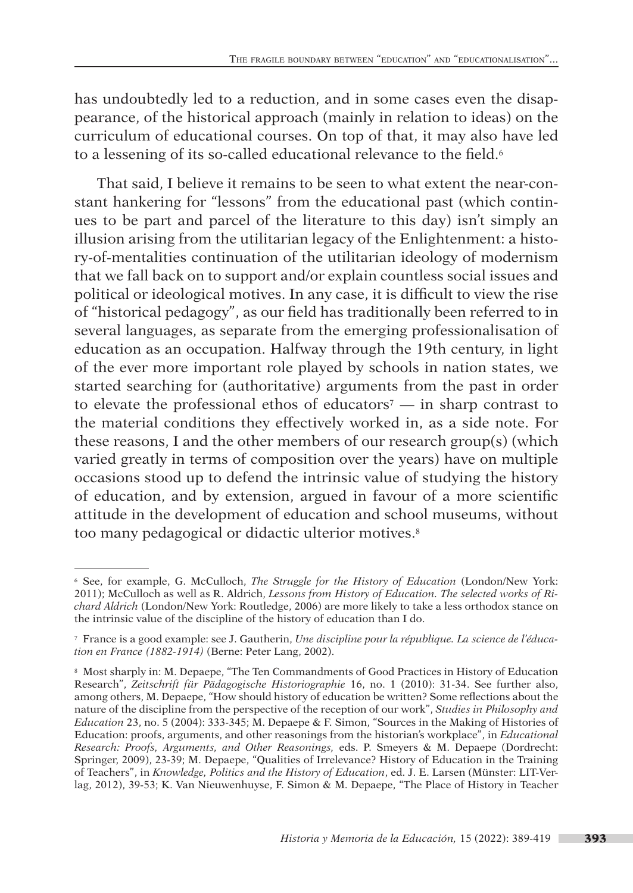has undoubtedly led to a reduction, and in some cases even the disappearance, of the historical approach (mainly in relation to ideas) on the curriculum of educational courses. On top of that, it may also have led to a lessening of its so-called educational relevance to the field.[6]

That said, I believe it remains to be seen to what extent the near-constant hankering for "lessons" from the educational past (which continues to be part and parcel of the literature to this day) isn't simply an illusion arising from the utilitarian legacy of the Enlightenment: a history-of-mentalities continuation of the utilitarian ideology of modernism that we fall back on to support and/or explain countless social issues and political or ideological motives. In any case, it is difficult to view the rise of "historical pedagogy", as our field has traditionally been referred to in several languages, as separate from the emerging professionalisation of education as an occupation. Halfway through the 19th century, in light of the ever more important role played by schools in nation states, we started searching for (authoritative) arguments from the past in order to elevate the professional ethos of educators[7] — in sharp contrast to the material conditions they effectively worked in, as a side note. For these reasons, I and the other members of our research group(s) (which varied greatly in terms of composition over the years) have on multiple occasions stood up to defend the intrinsic value of studying the history of education, and by extension, argued in favour of a more scientific attitude in the development of education and school museums, without too many pedagogical or didactic ulterior motives.[8]

---

[6] See, for example, G. McCulloch, *The Struggle for the History of Education* (London/New York: 2011); McCulloch as well as R. Aldrich, *Lessons from History of Education. The selected works of Richard Aldrich* (London/New York: Routledge, 2006) are more likely to take a less orthodox stance on the intrinsic value of the discipline of the history of education than I do.

[7] France is a good example: see J. Gautherin, *Une discipline pour la république. La science de l'éducation en France (1882-1914)* (Berne: Peter Lang, 2002).

[8] Most sharply in: M. Depaepe, "The Ten Commandments of Good Practices in History of Education Research", *Zeitschrift für Pädagogische Historiographie* 16, no. 1 (2010): 31-34. See further also, among others, M. Depaepe, "How should history of education be written? Some reflections about the nature of the discipline from the perspective of the reception of our work", *Studies in Philosophy and Education* 23, no. 5 (2004): 333-345; M. Depaepe & F. Simon, "Sources in the Making of Histories of Education: proofs, arguments, and other reasonings from the historian's workplace", in *Educational Research: Proofs, Arguments, and Other Reasonings*, eds. P. Smeyers & M. Depaepe (Dordrecht: Springer, 2009), 23-39; M. Depaepe, "Qualities of Irrelevance? History of Education in the Training of Teachers", in *Knowledge, Politics and the History of Education*, ed. J. E. Larsen (Münster: LIT-Verlag, 2012), 39-53; K. Van Nieuwenhuyse, F. Simon & M. Depaepe, "The Place of History in Teacher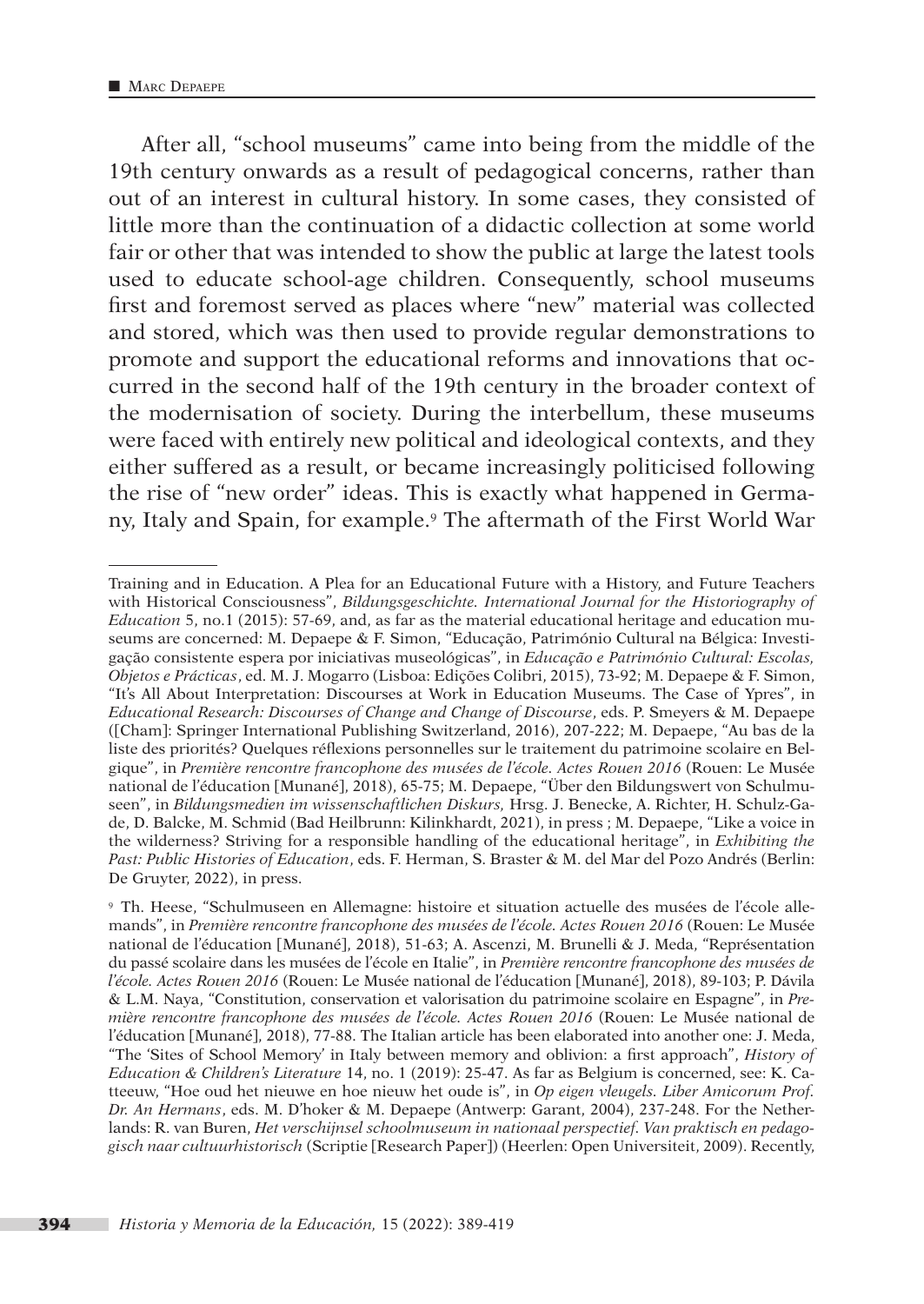After all, "school museums" came into being from the middle of the 19th century onwards as a result of pedagogical concerns, rather than out of an interest in cultural history. In some cases, they consisted of little more than the continuation of a didactic collection at some world fair or other that was intended to show the public at large the latest tools used to educate school-age children. Consequently, school museums first and foremost served as places where "new" material was collected and stored, which was then used to provide regular demonstrations to promote and support the educational reforms and innovations that occurred in the second half of the 19th century in the broader context of the modernisation of society. During the interbellum, these museums were faced with entirely new political and ideological contexts, and they either suffered as a result, or became increasingly politicised following the rise of "new order" ideas. This is exactly what happened in Germany, Italy and Spain, for example.[9] The aftermath of the First World War

---

Training and in Education. A Plea for an Educational Future with a History, and Future Teachers with Historical Consciousness", *Bildungsgeschichte. International Journal for the Historiography of Education* 5, no.1 (2015): 57-69, and, as far as the material educational heritage and education museums are concerned: M. Depaepe & F. Simon, "Educação, Património Cultural na Bélgica: Investigação consistente espera por iniciativas museológicas", in *Educação e Património Cultural: Escolas, Objetos e Prácticas*, ed. M. J. Mogarro (Lisboa: Edições Colibri, 2015), 73-92; M. Depaepe & F. Simon, "It's All About Interpretation: Discourses at Work in Education Museums. The Case of Ypres", in *Educational Research: Discourses of Change and Change of Discourse*, eds. P. Smeyers & M. Depaepe ([Cham]: Springer International Publishing Switzerland, 2016), 207-222; M. Depaepe, "Au bas de la liste des priorités? Quelques réflexions personnelles sur le traitement du patrimoine scolaire en Belgique", in *Première rencontre francophone des musées de l'école. Actes Rouen 2016* (Rouen: Le Musée national de l'éducation [Munané], 2018), 65-75; M. Depaepe, "Über den Bildungswert von Schulmuseen", in *Bildungsmedien im wissenschaftlichen Diskurs,* Hrsg. J. Benecke, A. Richter, H. Schulz-Gade, D. Balcke, M. Schmid (Bad Heilbrunn: Kilinkhardt, 2021), in press ; M. Depaepe, "Like a voice in the wilderness? Striving for a responsible handling of the educational heritage", in *Exhibiting the Past: Public Histories of Education*, eds. F. Herman, S. Braster & M. del Mar del Pozo Andrés (Berlin: De Gruyter, 2022), in press.

[9] Th. Heese, "Schulmuseen en Allemagne: histoire et situation actuelle des musées de l'école allemands", in *Première rencontre francophone des musées de l'école. Actes Rouen 2016* (Rouen: Le Musée national de l'éducation [Munané], 2018), 51-63; A. Ascenzi, M. Brunelli & J. Meda, "Représentation du passé scolaire dans les musées de l'école en Italie", in *Première rencontre francophone des musées de l'école. Actes Rouen 2016* (Rouen: Le Musée national de l'éducation [Munané], 2018), 89-103; P. Dávila & L.M. Naya, "Constitution, conservation et valorisation du patrimoine scolaire en Espagne", in *Première rencontre francophone des musées de l'école. Actes Rouen 2016* (Rouen: Le Musée national de l'éducation [Munané], 2018), 77-88. The Italian article has been elaborated into another one: J. Meda, "The 'Sites of School Memory' in Italy between memory and oblivion: a first approach", *History of Education & Children's Literature* 14, no. 1 (2019): 25-47. As far as Belgium is concerned, see: K. Catteeuw, "Hoe oud het nieuwe en hoe nieuw het oude is", in *Op eigen vleugels. Liber Amicorum Prof. Dr. An Hermans*, eds. M. D'hoker & M. Depaepe (Antwerp: Garant, 2004), 237-248. For the Netherlands: R. van Buren, *Het verschijnsel schoolmuseum in nationaal perspectief. Van praktisch en pedagogisch naar cultuurhistorisch* (Scriptie [Research Paper]) (Heerlen: Open Universiteit, 2009). Recently,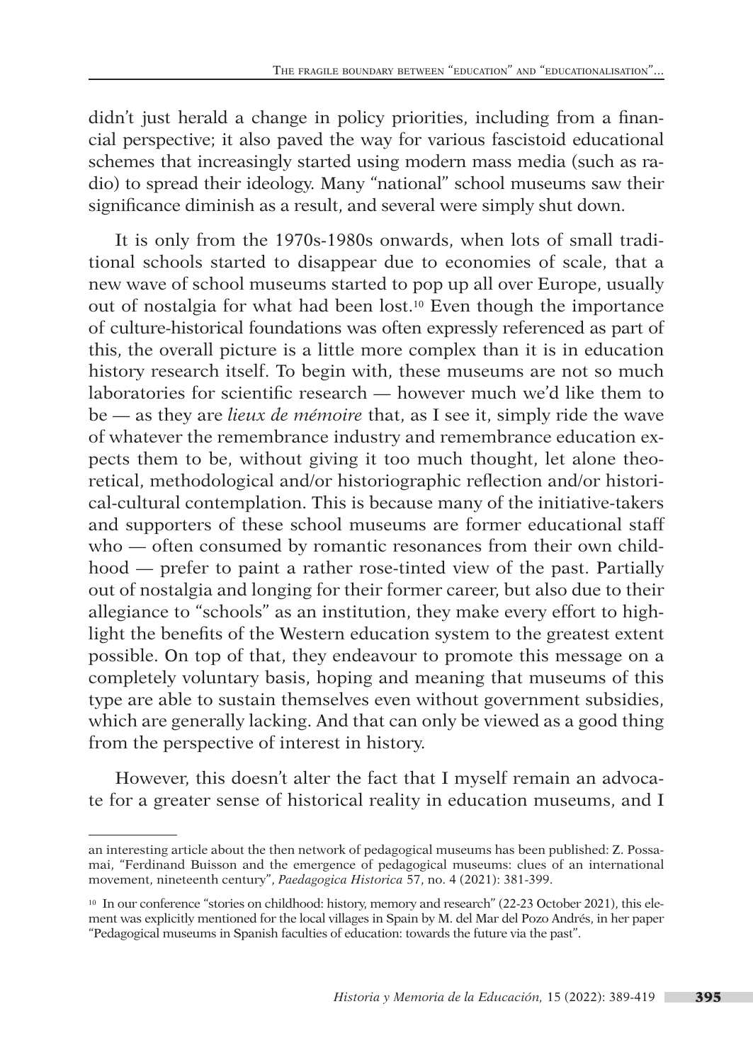didn't just herald a change in policy priorities, including from a financial perspective; it also paved the way for various fascistoid educational schemes that increasingly started using modern mass media (such as radio) to spread their ideology. Many "national" school museums saw their significance diminish as a result, and several were simply shut down.

It is only from the 1970s-1980s onwards, when lots of small traditional schools started to disappear due to economies of scale, that a new wave of school museums started to pop up all over Europe, usually out of nostalgia for what had been lost.[10] Even though the importance of culture-historical foundations was often expressly referenced as part of this, the overall picture is a little more complex than it is in education history research itself. To begin with, these museums are not so much laboratories for scientific research — however much we'd like them to be — as they are *lieux de mémoire* that, as I see it, simply ride the wave of whatever the remembrance industry and remembrance education expects them to be, without giving it too much thought, let alone theoretical, methodological and/or historiographic reflection and/or historical-cultural contemplation. This is because many of the initiative-takers and supporters of these school museums are former educational staff who — often consumed by romantic resonances from their own childhood — prefer to paint a rather rose-tinted view of the past. Partially out of nostalgia and longing for their former career, but also due to their allegiance to "schools" as an institution, they make every effort to highlight the benefits of the Western education system to the greatest extent possible. On top of that, they endeavour to promote this message on a completely voluntary basis, hoping and meaning that museums of this type are able to sustain themselves even without government subsidies, which are generally lacking. And that can only be viewed as a good thing from the perspective of interest in history.

However, this doesn't alter the fact that I myself remain an advocate for a greater sense of historical reality in education museums, and I

---

an interesting article about the then network of pedagogical museums has been published: Z. Possamai, "Ferdinand Buisson and the emergence of pedagogical museums: clues of an international movement, nineteenth century", *Paedagogica Historica* 57, no. 4 (2021): 381-399.

[10] In our conference "stories on childhood: history, memory and research" (22-23 October 2021), this element was explicitly mentioned for the local villages in Spain by M. del Mar del Pozo Andrés, in her paper "Pedagogical museums in Spanish faculties of education: towards the future via the past".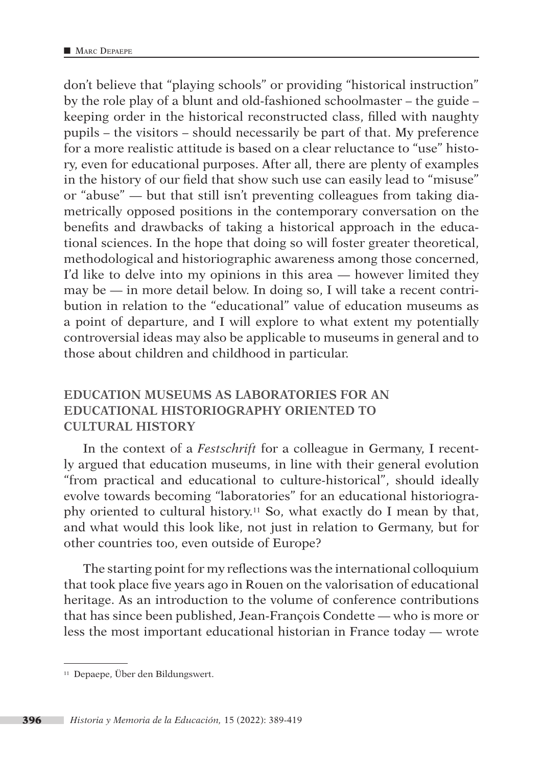don't believe that "playing schools" or providing "historical instruction" by the role play of a blunt and old-fashioned schoolmaster – the guide – keeping order in the historical reconstructed class, filled with naughty pupils – the visitors – should necessarily be part of that. My preference for a more realistic attitude is based on a clear reluctance to "use" history, even for educational purposes. After all, there are plenty of examples in the history of our field that show such use can easily lead to "misuse" or "abuse" — but that still isn't preventing colleagues from taking diametrically opposed positions in the contemporary conversation on the benefits and drawbacks of taking a historical approach in the educational sciences. In the hope that doing so will foster greater theoretical, methodological and historiographic awareness among those concerned, I'd like to delve into my opinions in this area — however limited they may be — in more detail below. In doing so, I will take a recent contribution in relation to the "educational" value of education museums as a point of departure, and I will explore to what extent my potentially controversial ideas may also be applicable to museums in general and to those about children and childhood in particular.

## EDUCATION MUSEUMS AS LABORATORIES FOR AN EDUCATIONAL HISTORIOGRAPHY ORIENTED TO CULTURAL HISTORY

In the context of a *Festschrift* for a colleague in Germany, I recently argued that education museums, in line with their general evolution "from practical and educational to culture-historical", should ideally evolve towards becoming "laboratories" for an educational historiography oriented to cultural history.[11] So, what exactly do I mean by that, and what would this look like, not just in relation to Germany, but for other countries too, even outside of Europe?

The starting point for my reflections was the international colloquium that took place five years ago in Rouen on the valorisation of educational heritage. As an introduction to the volume of conference contributions that has since been published, Jean-François Condette — who is more or less the most important educational historian in France today — wrote

[11] Depaepe, Über den Bildungswert.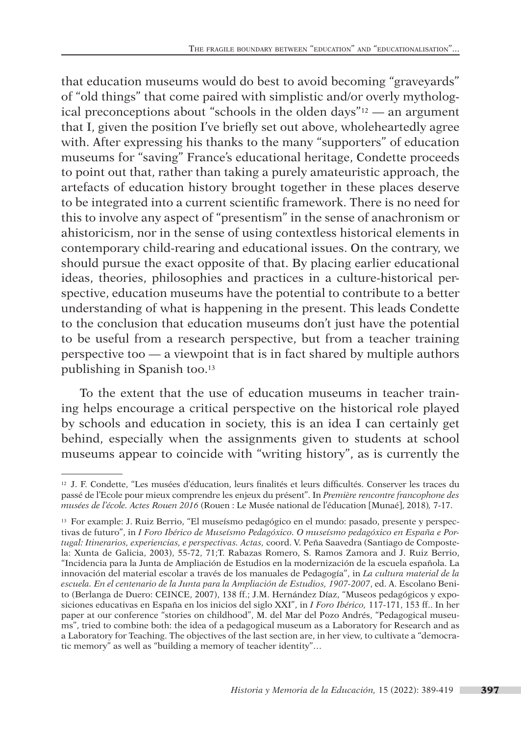that education museums would do best to avoid becoming "graveyards" of "old things" that come paired with simplistic and/or overly mythological preconceptions about "schools in the olden days"[12] — an argument that I, given the position I've briefly set out above, wholeheartedly agree with. After expressing his thanks to the many "supporters" of education museums for "saving" France's educational heritage, Condette proceeds to point out that, rather than taking a purely amateuristic approach, the artefacts of education history brought together in these places deserve to be integrated into a current scientific framework. There is no need for this to involve any aspect of "presentism" in the sense of anachronism or ahistoricism, nor in the sense of using contextless historical elements in contemporary child-rearing and educational issues. On the contrary, we should pursue the exact opposite of that. By placing earlier educational ideas, theories, philosophies and practices in a culture-historical perspective, education museums have the potential to contribute to a better understanding of what is happening in the present. This leads Condette to the conclusion that education museums don't just have the potential to be useful from a research perspective, but from a teacher training perspective too — a viewpoint that is in fact shared by multiple authors publishing in Spanish too.[13]

To the extent that the use of education museums in teacher training helps encourage a critical perspective on the historical role played by schools and education in society, this is an idea I can certainly get behind, especially when the assignments given to students at school museums appear to coincide with "writing history", as is currently the

---

[12] J. F. Condette, "Les musées d'éducation, leurs finalités et leurs difficultés. Conserver les traces du passé de l'Ecole pour mieux comprendre les enjeux du présent". In *Première rencontre francophone des musées de l'école. Actes Rouen 2016* (Rouen : Le Musée national de l'éducation [Munaé], 2018), 7-17.

[13] For example: J. Ruiz Berrio, "El museísmo pedagógico en el mundo: pasado, presente y perspectivas de futuro", in *I Foro Ibérico de Museísmo Pedagóxico. O museísmo pedagóxico en España e Portugal: Itinerarios, experiencias, e perspectivas. Actas,* coord. V. Peña Saavedra (Santiago de Compostela: Xunta de Galicia, 2003), 55-72, 71;T. Rabazas Romero, S. Ramos Zamora and J. Ruiz Berrio, "Incidencia para la Junta de Ampliación de Estudios en la modernización de la escuela española. La innovación del material escolar a través de los manuales de Pedagogía", in *La cultura material de la escuela. En el centenario de la Junta para la Ampliación de Estudios, 1907-2007*, ed. A. Escolano Benito (Berlanga de Duero: CEINCE, 2007), 138 ff.; J.M. Hernández Díaz, "Museos pedagógicos y exposiciones educativas en España en los inicios del siglo XXI", in *I Foro Ibérico,* 117-171, 153 ff.. In her paper at our conference "stories on childhood", M. del Mar del Pozo Andrés, "Pedagogical museums", tried to combine both: the idea of a pedagogical museum as a Laboratory for Research and as a Laboratory for Teaching. The objectives of the last section are, in her view, to cultivate a "democratic memory" as well as "building a memory of teacher identity"…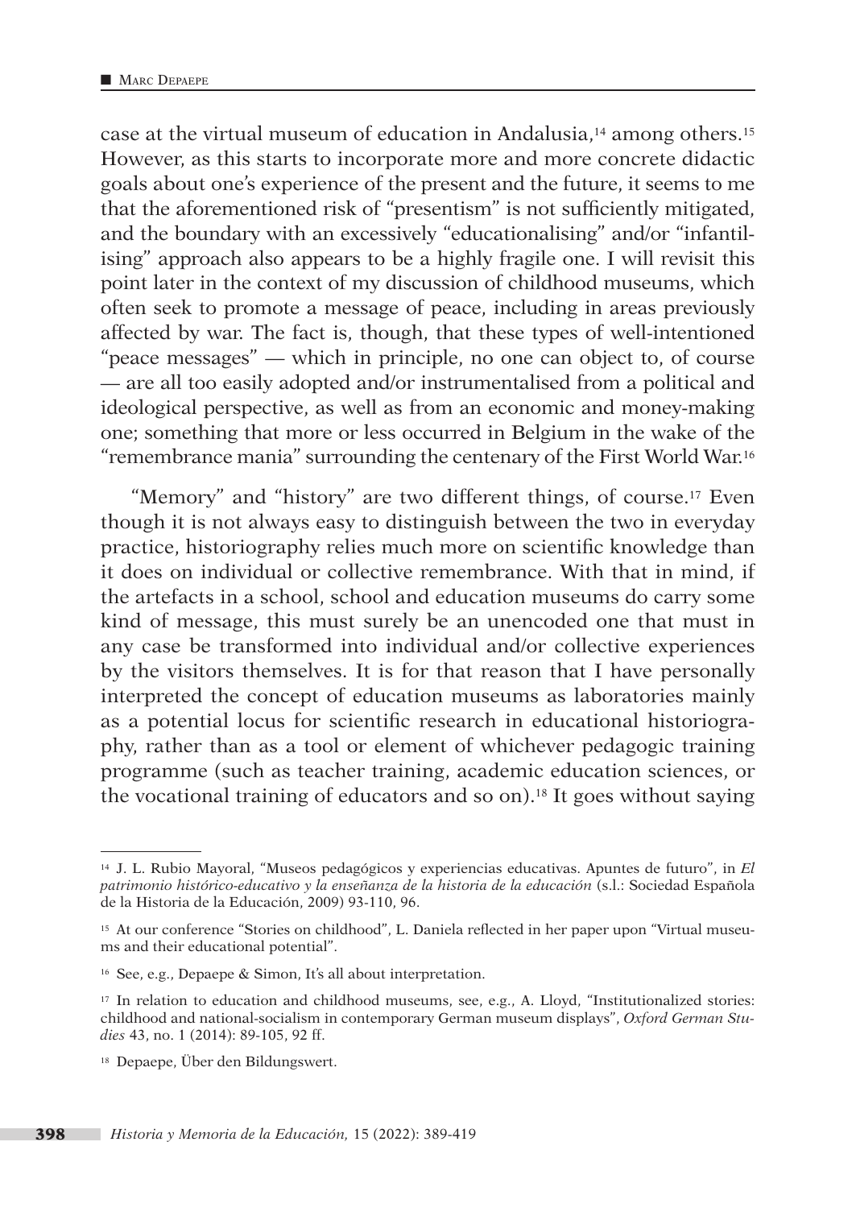case at the virtual museum of education in Andalusia,[14] among others.[15] However, as this starts to incorporate more and more concrete didactic goals about one's experience of the present and the future, it seems to me that the aforementioned risk of "presentism" is not sufficiently mitigated, and the boundary with an excessively "educationalising" and/or "infantilising" approach also appears to be a highly fragile one. I will revisit this point later in the context of my discussion of childhood museums, which often seek to promote a message of peace, including in areas previously affected by war. The fact is, though, that these types of well-intentioned "peace messages" — which in principle, no one can object to, of course — are all too easily adopted and/or instrumentalised from a political and ideological perspective, as well as from an economic and money-making one; something that more or less occurred in Belgium in the wake of the "remembrance mania" surrounding the centenary of the First World War.[16]

"Memory" and "history" are two different things, of course.[17] Even though it is not always easy to distinguish between the two in everyday practice, historiography relies much more on scientific knowledge than it does on individual or collective remembrance. With that in mind, if the artefacts in a school, school and education museums do carry some kind of message, this must surely be an unencoded one that must in any case be transformed into individual and/or collective experiences by the visitors themselves. It is for that reason that I have personally interpreted the concept of education museums as laboratories mainly as a potential locus for scientific research in educational historiography, rather than as a tool or element of whichever pedagogic training programme (such as teacher training, academic education sciences, or the vocational training of educators and so on).[18] It goes without saying

---

[14] J. L. Rubio Mayoral, "Museos pedagógicos y experiencias educativas. Apuntes de futuro", in *El patrimonio histórico-educativo y la enseñanza de la historia de la educación* (s.l.: Sociedad Española de la Historia de la Educación, 2009) 93-110, 96.

[15] At our conference "Stories on childhood", L. Daniela reflected in her paper upon "Virtual museums and their educational potential".

[16] See, e.g., Depaepe & Simon, It's all about interpretation.

[17] In relation to education and childhood museums, see, e.g., A. Lloyd, "Institutionalized stories: childhood and national-socialism in contemporary German museum displays", *Oxford German Studies* 43, no. 1 (2014): 89-105, 92 ff.

[18] Depaepe, Über den Bildungswert.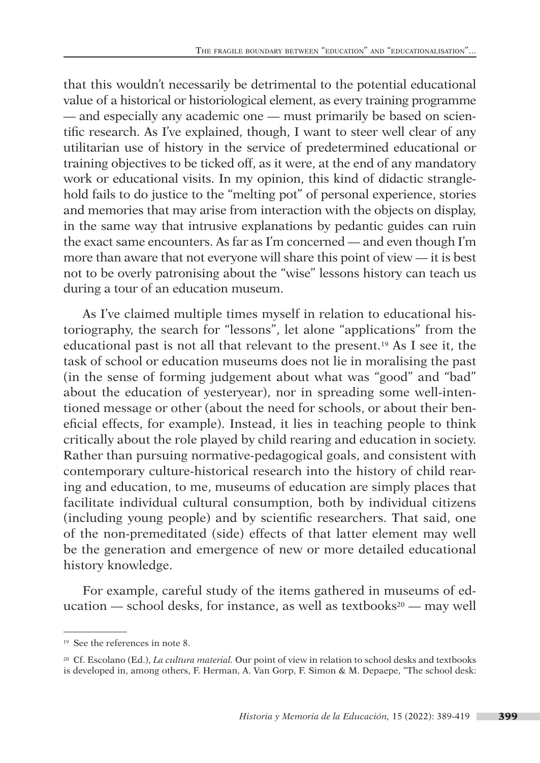that this wouldn't necessarily be detrimental to the potential educational value of a historical or historiological element, as every training programme — and especially any academic one — must primarily be based on scientific research. As I've explained, though, I want to steer well clear of any utilitarian use of history in the service of predetermined educational or training objectives to be ticked off, as it were, at the end of any mandatory work or educational visits. In my opinion, this kind of didactic stranglehold fails to do justice to the "melting pot" of personal experience, stories and memories that may arise from interaction with the objects on display, in the same way that intrusive explanations by pedantic guides can ruin the exact same encounters. As far as I'm concerned — and even though I'm more than aware that not everyone will share this point of view — it is best not to be overly patronising about the "wise" lessons history can teach us during a tour of an education museum.

As I've claimed multiple times myself in relation to educational historiography, the search for "lessons", let alone "applications" from the educational past is not all that relevant to the present.[19] As I see it, the task of school or education museums does not lie in moralising the past (in the sense of forming judgement about what was "good" and "bad" about the education of yesteryear), nor in spreading some well-intentioned message or other (about the need for schools, or about their beneficial effects, for example). Instead, it lies in teaching people to think critically about the role played by child rearing and education in society. Rather than pursuing normative-pedagogical goals, and consistent with contemporary culture-historical research into the history of child rearing and education, to me, museums of education are simply places that facilitate individual cultural consumption, both by individual citizens (including young people) and by scientific researchers. That said, one of the non-premeditated (side) effects of that latter element may well be the generation and emergence of new or more detailed educational history knowledge.

For example, careful study of the items gathered in museums of education — school desks, for instance, as well as textbooks[20] — may well

---

[19] See the references in note 8.

[20] Cf. Escolano (Ed.), *La cultura material*. Our point of view in relation to school desks and textbooks is developed in, among others, F. Herman, A. Van Gorp, F. Simon & M. Depaepe, "The school desk: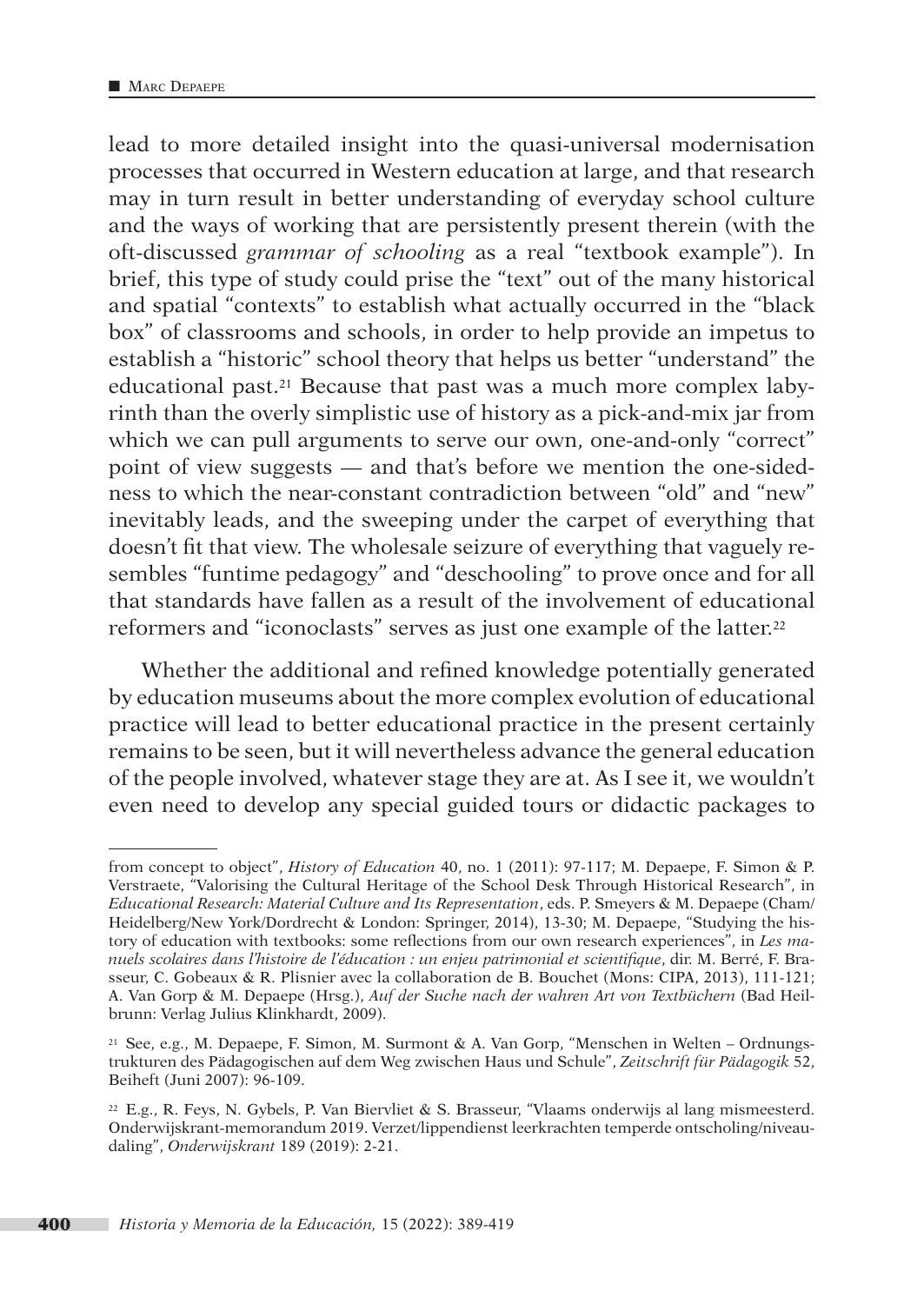lead to more detailed insight into the quasi-universal modernisation processes that occurred in Western education at large, and that research may in turn result in better understanding of everyday school culture and the ways of working that are persistently present therein (with the oft-discussed *grammar of schooling* as a real "textbook example"). In brief, this type of study could prise the "text" out of the many historical and spatial "contexts" to establish what actually occurred in the "black box" of classrooms and schools, in order to help provide an impetus to establish a "historic" school theory that helps us better "understand" the educational past.[21] Because that past was a much more complex labyrinth than the overly simplistic use of history as a pick-and-mix jar from which we can pull arguments to serve our own, one-and-only "correct" point of view suggests — and that's before we mention the one-sidedness to which the near-constant contradiction between "old" and "new" inevitably leads, and the sweeping under the carpet of everything that doesn't fit that view. The wholesale seizure of everything that vaguely resembles "funtime pedagogy" and "deschooling" to prove once and for all that standards have fallen as a result of the involvement of educational reformers and "iconoclasts" serves as just one example of the latter.[22]

Whether the additional and refined knowledge potentially generated by education museums about the more complex evolution of educational practice will lead to better educational practice in the present certainly remains to be seen, but it will nevertheless advance the general education of the people involved, whatever stage they are at. As I see it, we wouldn't even need to develop any special guided tours or didactic packages to

---

from concept to object", *History of Education* 40, no. 1 (2011): 97-117; M. Depaepe, F. Simon & P. Verstraete, "Valorising the Cultural Heritage of the School Desk Through Historical Research", in *Educational Research: Material Culture and Its Representation*, eds. P. Smeyers & M. Depaepe (Cham/Heidelberg/New York/Dordrecht & London: Springer, 2014), 13-30; M. Depaepe, "Studying the history of education with textbooks: some reflections from our own research experiences", in *Les manuels scolaires dans l'histoire de l'éducation : un enjeu patrimonial et scientifique*, dir. M. Berré, F. Brasseur, C. Gobeaux & R. Plisnier avec la collaboration de B. Bouchet (Mons: CIPA, 2013), 111-121; A. Van Gorp & M. Depaepe (Hrsg.), *Auf der Suche nach der wahren Art von Textbüchern* (Bad Heilbrunn: Verlag Julius Klinkhardt, 2009).

[21] See, e.g., M. Depaepe, F. Simon, M. Surmont & A. Van Gorp, "Menschen in Welten – Ordnungsstrukturen des Pädagogischen auf dem Weg zwischen Haus und Schule", *Zeitschrift für Pädagogik* 52, Beiheft (Juni 2007): 96-109.

[22] E.g., R. Feys, N. Gybels, P. Van Biervliet & S. Brasseur, "Vlaams onderwijs al lang mismeesterd. Onderwijskrant-memorandum 2019. Verzet/lippendienst leerkrachten temperde ontscholing/niveaudaling", *Onderwijskrant* 189 (2019): 2-21.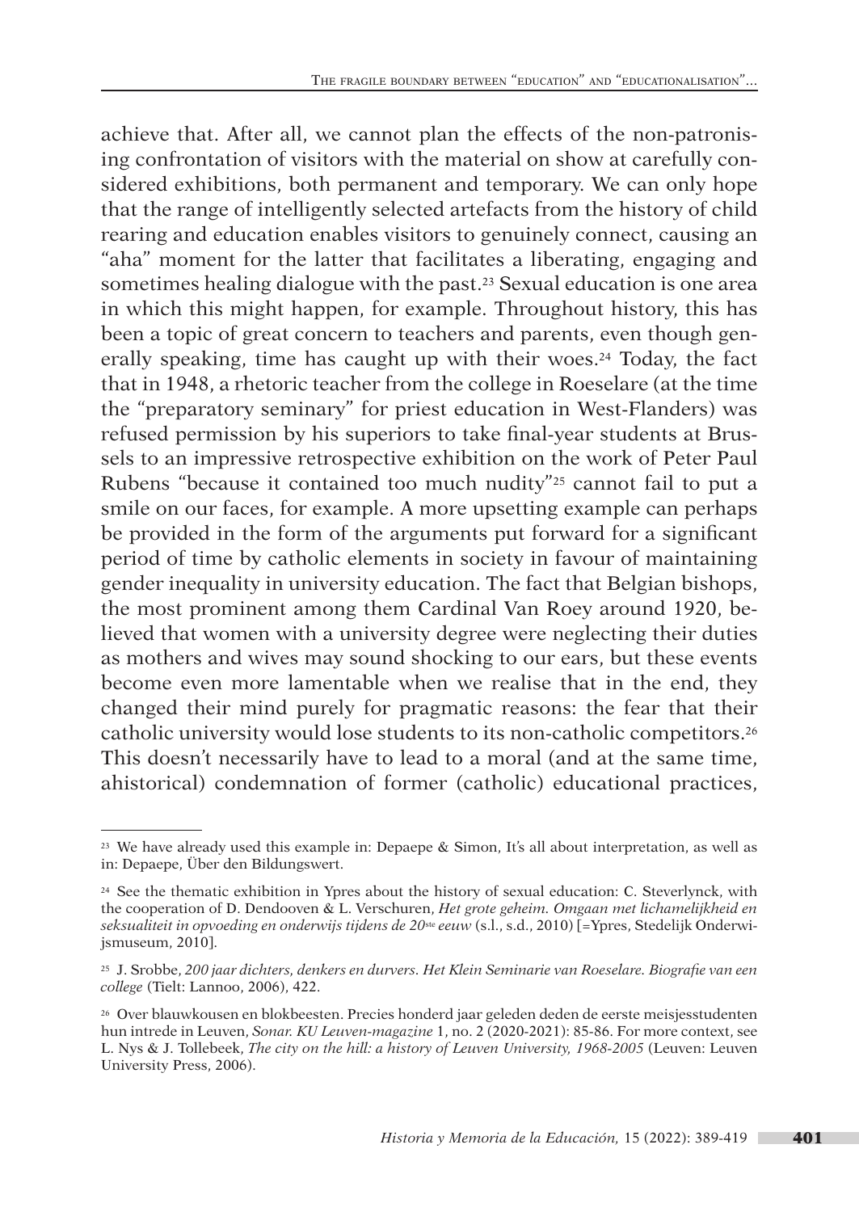achieve that. After all, we cannot plan the effects of the non-patronising confrontation of visitors with the material on show at carefully considered exhibitions, both permanent and temporary. We can only hope that the range of intelligently selected artefacts from the history of child rearing and education enables visitors to genuinely connect, causing an "aha" moment for the latter that facilitates a liberating, engaging and sometimes healing dialogue with the past.[23] Sexual education is one area in which this might happen, for example. Throughout history, this has been a topic of great concern to teachers and parents, even though generally speaking, time has caught up with their woes.[24] Today, the fact that in 1948, a rhetoric teacher from the college in Roeselare (at the time the "preparatory seminary" for priest education in West-Flanders) was refused permission by his superiors to take final-year students at Brussels to an impressive retrospective exhibition on the work of Peter Paul Rubens "because it contained too much nudity"[25] cannot fail to put a smile on our faces, for example. A more upsetting example can perhaps be provided in the form of the arguments put forward for a significant period of time by catholic elements in society in favour of maintaining gender inequality in university education. The fact that Belgian bishops, the most prominent among them Cardinal Van Roey around 1920, believed that women with a university degree were neglecting their duties as mothers and wives may sound shocking to our ears, but these events become even more lamentable when we realise that in the end, they changed their mind purely for pragmatic reasons: the fear that their catholic university would lose students to its non-catholic competitors.[26] This doesn't necessarily have to lead to a moral (and at the same time, ahistorical) condemnation of former (catholic) educational practices,

---

[23] We have already used this example in: Depaepe & Simon, It's all about interpretation, as well as in: Depaepe, Über den Bildungswert.

[24] See the thematic exhibition in Ypres about the history of sexual education: C. Steverlynck, with the cooperation of D. Dendooven & L. Verschuren, *Het grote geheim. Omgaan met lichamelijkheid en seksualiteit in opvoeding en onderwijs tijdens de 20ste eeuw* (s.l., s.d., 2010) [=Ypres, Stedelijk Onderwijsmuseum, 2010].

[25] J. Srobbe, *200 jaar dichters, denkers en durvers. Het Klein Seminarie van Roeselare. Biografie van een college* (Tielt: Lannoo, 2006), 422.

[26] Over blauwkousen en blokbeesten. Precies honderd jaar geleden deden de eerste meisjesstudenten hun intrede in Leuven, *Sonar. KU Leuven-magazine* 1, no. 2 (2020-2021): 85-86. For more context, see L. Nys & J. Tollebeek, *The city on the hill: a history of Leuven University, 1968-2005* (Leuven: Leuven University Press, 2006).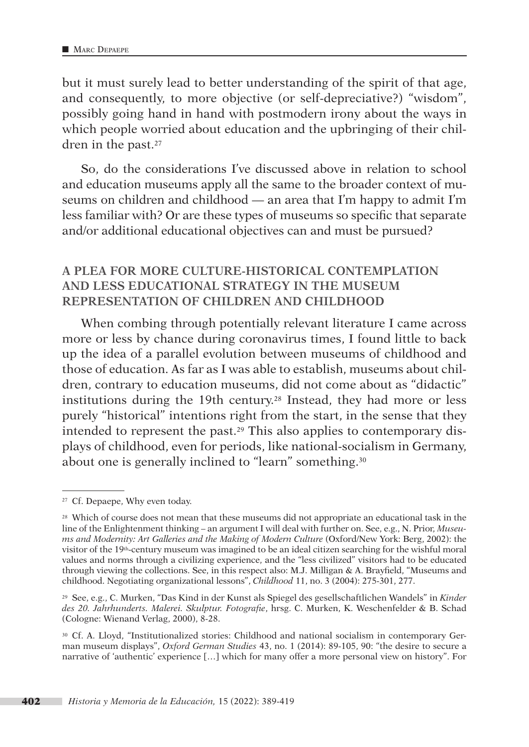but it must surely lead to better understanding of the spirit of that age, and consequently, to more objective (or self-depreciative?) "wisdom", possibly going hand in hand with postmodern irony about the ways in which people worried about education and the upbringing of their children in the past.[27]

So, do the considerations I've discussed above in relation to school and education museums apply all the same to the broader context of museums on children and childhood — an area that I'm happy to admit I'm less familiar with? Or are these types of museums so specific that separate and/or additional educational objectives can and must be pursued?

## A PLEA FOR MORE CULTURE-HISTORICAL CONTEMPLATION AND LESS EDUCATIONAL STRATEGY IN THE MUSEUM REPRESENTATION OF CHILDREN AND CHILDHOOD

When combing through potentially relevant literature I came across more or less by chance during coronavirus times, I found little to back up the idea of a parallel evolution between museums of childhood and those of education. As far as I was able to establish, museums about children, contrary to education museums, did not come about as "didactic" institutions during the 19th century.[28] Instead, they had more or less purely "historical" intentions right from the start, in the sense that they intended to represent the past.[29] This also applies to contemporary displays of childhood, even for periods, like national-socialism in Germany, about one is generally inclined to "learn" something.[30]

---

[27] Cf. Depaepe, Why even today.

[28] Which of course does not mean that these museums did not appropriate an educational task in the line of the Enlightenment thinking – an argument I will deal with further on. See, e.g., N. Prior, *Museums and Modernity: Art Galleries and the Making of Modern Culture* (Oxford/New York: Berg, 2002): the visitor of the 19th-century museum was imagined to be an ideal citizen searching for the wishful moral values and norms through a civilizing experience, and the "less civilized" visitors had to be educated through viewing the collections. See, in this respect also: M.J. Milligan & A. Brayfield, "Museums and childhood. Negotiating organizational lessons", *Childhood* 11, no. 3 (2004): 275-301, 277.

[29] See, e.g., C. Murken, "Das Kind in der Kunst als Spiegel des gesellschaftlichen Wandels" in *Kinder des 20. Jahrhunderts. Malerei. Skulptur. Fotografie*, hrsg. C. Murken, K. Weschenfelder & B. Schad (Cologne: Wienand Verlag, 2000), 8-28.

[30] Cf. A. Lloyd, "Institutionalized stories: Childhood and national socialism in contemporary German museum displays", *Oxford German Studies* 43, no. 1 (2014): 89-105, 90: "the desire to secure a narrative of 'authentic' experience […] which for many offer a more personal view on history". For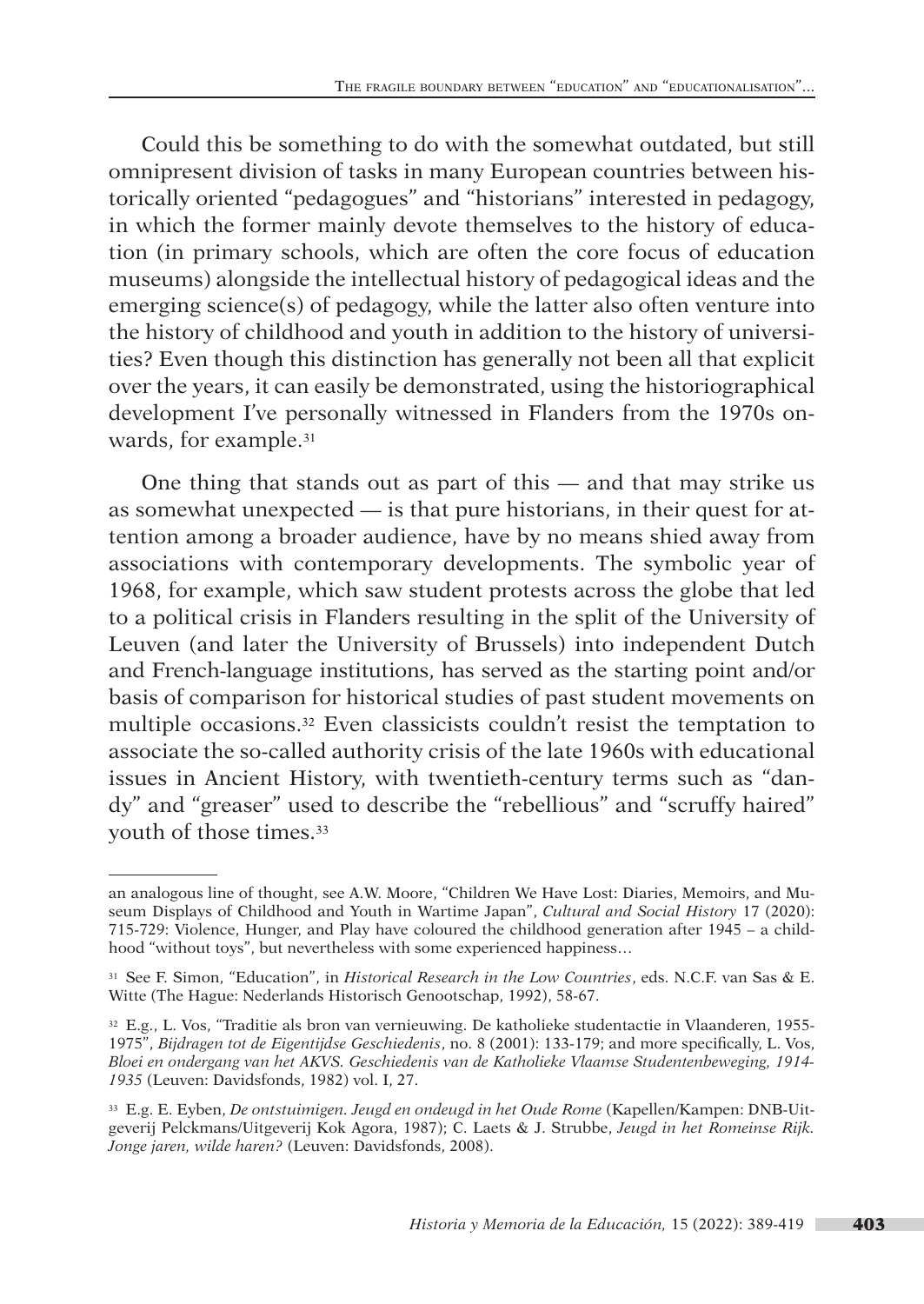Could this be something to do with the somewhat outdated, but still omnipresent division of tasks in many European countries between historically oriented "pedagogues" and "historians" interested in pedagogy, in which the former mainly devote themselves to the history of education (in primary schools, which are often the core focus of education museums) alongside the intellectual history of pedagogical ideas and the emerging science(s) of pedagogy, while the latter also often venture into the history of childhood and youth in addition to the history of universities? Even though this distinction has generally not been all that explicit over the years, it can easily be demonstrated, using the historiographical development I've personally witnessed in Flanders from the 1970s onwards, for example.[31]

One thing that stands out as part of this — and that may strike us as somewhat unexpected — is that pure historians, in their quest for attention among a broader audience, have by no means shied away from associations with contemporary developments. The symbolic year of 1968, for example, which saw student protests across the globe that led to a political crisis in Flanders resulting in the split of the University of Leuven (and later the University of Brussels) into independent Dutch and French-language institutions, has served as the starting point and/or basis of comparison for historical studies of past student movements on multiple occasions.[32] Even classicists couldn't resist the temptation to associate the so-called authority crisis of the late 1960s with educational issues in Ancient History, with twentieth-century terms such as "dandy" and "greaser" used to describe the "rebellious" and "scruffy haired" youth of those times.[33]

---

an analogous line of thought, see A.W. Moore, "Children We Have Lost: Diaries, Memoirs, and Museum Displays of Childhood and Youth in Wartime Japan", *Cultural and Social History* 17 (2020): 715-729: Violence, Hunger, and Play have coloured the childhood generation after 1945 – a childhood "without toys", but nevertheless with some experienced happiness…

[31] See F. Simon, "Education", in *Historical Research in the Low Countries*, eds. N.C.F. van Sas & E. Witte (The Hague: Nederlands Historisch Genootschap, 1992), 58-67.

[32] E.g., L. Vos, "Traditie als bron van vernieuwing. De katholieke studentactie in Vlaanderen, 1955-1975", *Bijdragen tot de Eigentijdse Geschiedenis*, no. 8 (2001): 133-179; and more specifically, L. Vos, *Bloei en ondergang van het AKVS. Geschiedenis van de Katholieke Vlaamse Studentenbeweging, 1914-1935* (Leuven: Davidsfonds, 1982) vol. I, 27.

[33] E.g. E. Eyben, *De ontstuimigen. Jeugd en ondeugd in het Oude Rome* (Kapellen/Kampen: DNB-Uitgeverij Pelckmans/Uitgeverij Kok Agora, 1987); C. Laets & J. Strubbe, *Jeugd in het Romeinse Rijk. Jonge jaren, wilde haren?* (Leuven: Davidsfonds, 2008).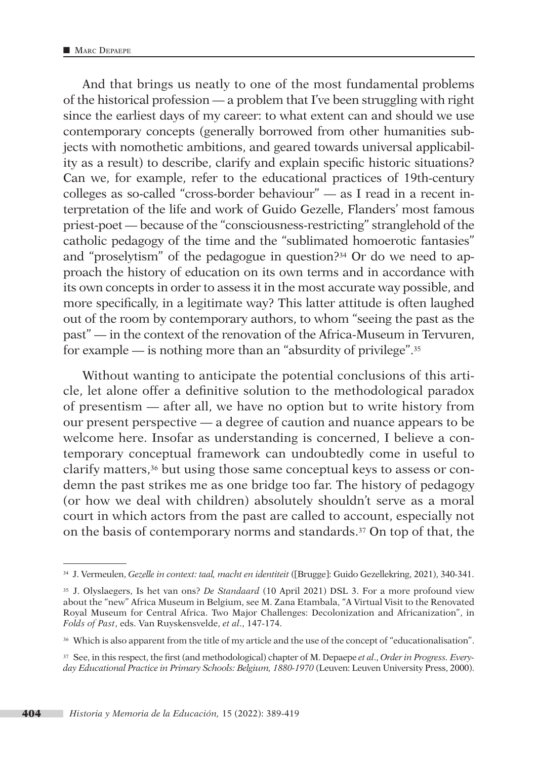And that brings us neatly to one of the most fundamental problems of the historical profession — a problem that I've been struggling with right since the earliest days of my career: to what extent can and should we use contemporary concepts (generally borrowed from other humanities subjects with nomothetic ambitions, and geared towards universal applicability as a result) to describe, clarify and explain specific historic situations? Can we, for example, refer to the educational practices of 19th-century colleges as so-called "cross-border behaviour" — as I read in a recent interpretation of the life and work of Guido Gezelle, Flanders' most famous priest-poet — because of the "consciousness-restricting" stranglehold of the catholic pedagogy of the time and the "sublimated homoerotic fantasies" and "proselytism" of the pedagogue in question?[34] Or do we need to approach the history of education on its own terms and in accordance with its own concepts in order to assess it in the most accurate way possible, and more specifically, in a legitimate way? This latter attitude is often laughed out of the room by contemporary authors, to whom "seeing the past as the past" — in the context of the renovation of the Africa-Museum in Tervuren, for example — is nothing more than an "absurdity of privilege".[35]

Without wanting to anticipate the potential conclusions of this article, let alone offer a definitive solution to the methodological paradox of presentism — after all, we have no option but to write history from our present perspective — a degree of caution and nuance appears to be welcome here. Insofar as understanding is concerned, I believe a contemporary conceptual framework can undoubtedly come in useful to clarify matters,[36] but using those same conceptual keys to assess or condemn the past strikes me as one bridge too far. The history of pedagogy (or how we deal with children) absolutely shouldn't serve as a moral court in which actors from the past are called to account, especially not on the basis of contemporary norms and standards.[37] On top of that, the

---

[34] J. Vermeulen, *Gezelle in context: taal, macht en identiteit* ([Brugge]: Guido Gezellekring, 2021), 340-341.

[35] J. Olyslaegers, Is het van ons? *De Standaard* (10 April 2021) DSL 3. For a more profound view about the "new" Africa Museum in Belgium, see M. Zana Etambala, "A Virtual Visit to the Renovated Royal Museum for Central Africa. Two Major Challenges: Decolonization and Africanization", in *Folds of Past*, eds. Van Ruyskensvelde, *et al*., 147-174.

[36] Which is also apparent from the title of my article and the use of the concept of "educationalisation".

[37] See, in this respect, the first (and methodological) chapter of M. Depaepe *et al*., *Order in Progress. Everyday Educational Practice in Primary Schools: Belgium, 1880-1970* (Leuven: Leuven University Press, 2000).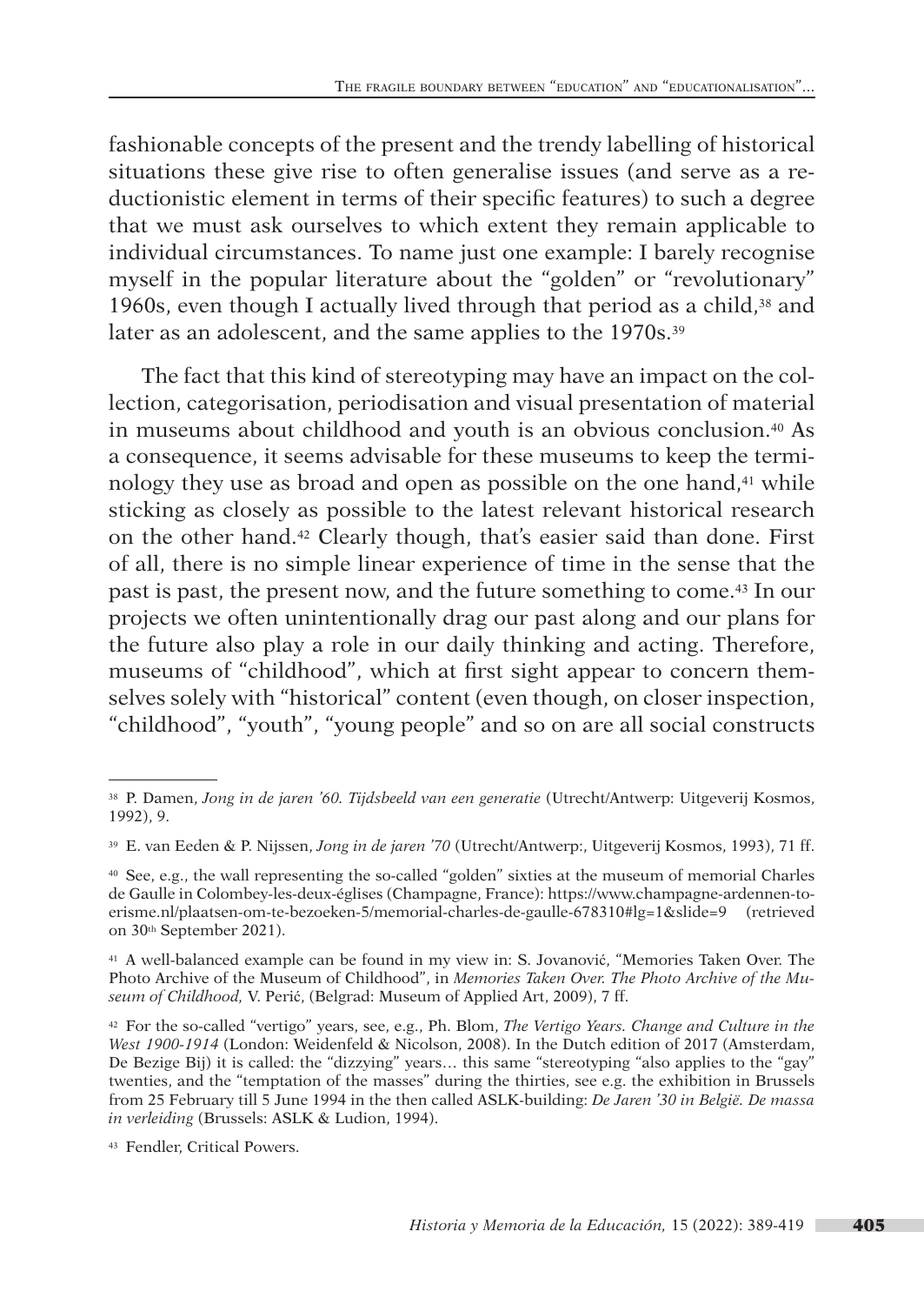fashionable concepts of the present and the trendy labelling of historical situations these give rise to often generalise issues (and serve as a reductionistic element in terms of their specific features) to such a degree that we must ask ourselves to which extent they remain applicable to individual circumstances. To name just one example: I barely recognise myself in the popular literature about the "golden" or "revolutionary" 1960s, even though I actually lived through that period as a child,[38] and later as an adolescent, and the same applies to the 1970s.[39]

The fact that this kind of stereotyping may have an impact on the collection, categorisation, periodisation and visual presentation of material in museums about childhood and youth is an obvious conclusion.[40] As a consequence, it seems advisable for these museums to keep the terminology they use as broad and open as possible on the one hand,[41] while sticking as closely as possible to the latest relevant historical research on the other hand.[42] Clearly though, that's easier said than done. First of all, there is no simple linear experience of time in the sense that the past is past, the present now, and the future something to come.[43] In our projects we often unintentionally drag our past along and our plans for the future also play a role in our daily thinking and acting. Therefore, museums of "childhood", which at first sight appear to concern themselves solely with "historical" content (even though, on closer inspection, "childhood", "youth", "young people" and so on are all social constructs

---

[38] P. Damen, *Jong in de jaren '60. Tijdsbeeld van een generatie* (Utrecht/Antwerp: Uitgeverij Kosmos, 1992), 9.

[39] E. van Eeden & P. Nijssen, *Jong in de jaren '70* (Utrecht/Antwerp:, Uitgeverij Kosmos, 1993), 71 ff.

[40] See, e.g., the wall representing the so-called "golden" sixties at the museum of memorial Charles de Gaulle in Colombey-les-deux-églises (Champagne, France): https://www.champagne-ardennen-toerisme.nl/plaatsen-om-te-bezoeken-5/memorial-charles-de-gaulle-678310#lg=1&slide=9 (retrieved on 30th September 2021).

[41] A well-balanced example can be found in my view in: S. Jovanović, "Memories Taken Over. The Photo Archive of the Museum of Childhood", in *Memories Taken Over. The Photo Archive of the Museum of Childhood,* V. Perić, (Belgrad: Museum of Applied Art, 2009), 7 ff.

[42] For the so-called "vertigo" years, see, e.g., Ph. Blom, *The Vertigo Years. Change and Culture in the West 1900-1914* (London: Weidenfeld & Nicolson, 2008). In the Dutch edition of 2017 (Amsterdam, De Bezige Bij) it is called: the "dizzying" years… this same "stereotyping "also applies to the "gay" twenties, and the "temptation of the masses" during the thirties, see e.g. the exhibition in Brussels from 25 February till 5 June 1994 in the then called ASLK-building: *De Jaren '30 in België. De massa in verleiding* (Brussels: ASLK & Ludion, 1994).

[43] Fendler, Critical Powers.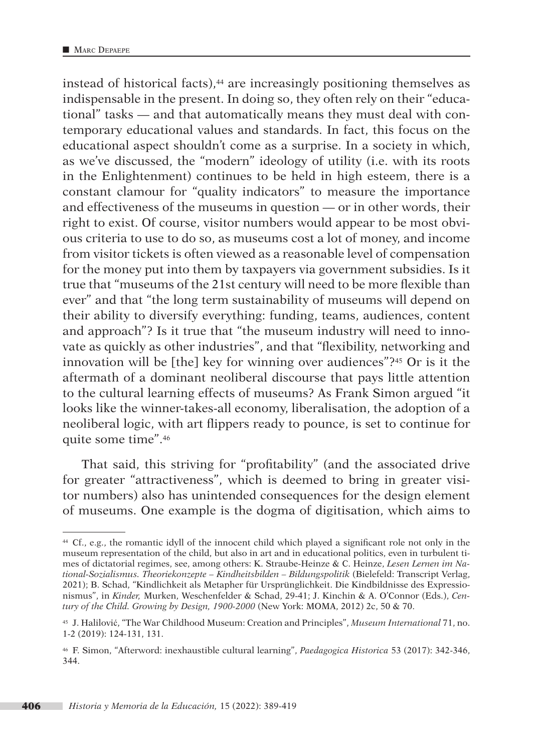instead of historical facts),[44] are increasingly positioning themselves as indispensable in the present. In doing so, they often rely on their "educational" tasks — and that automatically means they must deal with contemporary educational values and standards. In fact, this focus on the educational aspect shouldn't come as a surprise. In a society in which, as we've discussed, the "modern" ideology of utility (i.e. with its roots in the Enlightenment) continues to be held in high esteem, there is a constant clamour for "quality indicators" to measure the importance and effectiveness of the museums in question — or in other words, their right to exist. Of course, visitor numbers would appear to be most obvious criteria to use to do so, as museums cost a lot of money, and income from visitor tickets is often viewed as a reasonable level of compensation for the money put into them by taxpayers via government subsidies. Is it true that "museums of the 21st century will need to be more flexible than ever" and that "the long term sustainability of museums will depend on their ability to diversify everything: funding, teams, audiences, content and approach"? Is it true that "the museum industry will need to innovate as quickly as other industries", and that "flexibility, networking and innovation will be [the] key for winning over audiences"?[45] Or is it the aftermath of a dominant neoliberal discourse that pays little attention to the cultural learning effects of museums? As Frank Simon argued "it looks like the winner-takes-all economy, liberalisation, the adoption of a neoliberal logic, with art flippers ready to pounce, is set to continue for quite some time".[46]

That said, this striving for "profitability" (and the associated drive for greater "attractiveness", which is deemed to bring in greater visitor numbers) also has unintended consequences for the design element of museums. One example is the dogma of digitisation, which aims to

---

[44] Cf., e.g., the romantic idyll of the innocent child which played a significant role not only in the museum representation of the child, but also in art and in educational politics, even in turbulent times of dictatorial regimes, see, among others: K. Straube-Heinze & C. Heinze, *Lesen Lernen im National-Sozialismus. Theoriekonzepte – Kindheitsbilden – Bildungspolitik* (Bielefeld: Transcript Verlag, 2021); B. Schad, "Kindlichkeit als Metapher für Ursprünglichkeit. Die Kindbildnisse des Expressionismus", in *Kinder,* Murken, Weschenfelder & Schad, 29-41; J. Kinchin & A. O'Connor (Eds.), *Century of the Child. Growing by Design, 1900-2000* (New York: MOMA, 2012) 2c, 50 & 70.

[45] J. Halilović, "The War Childhood Museum: Creation and Principles", *Museum International* 71, no. 1-2 (2019): 124-131, 131.

[46] F. Simon, "Afterword: inexhaustible cultural learning", *Paedagogica Historica* 53 (2017): 342-346, 344.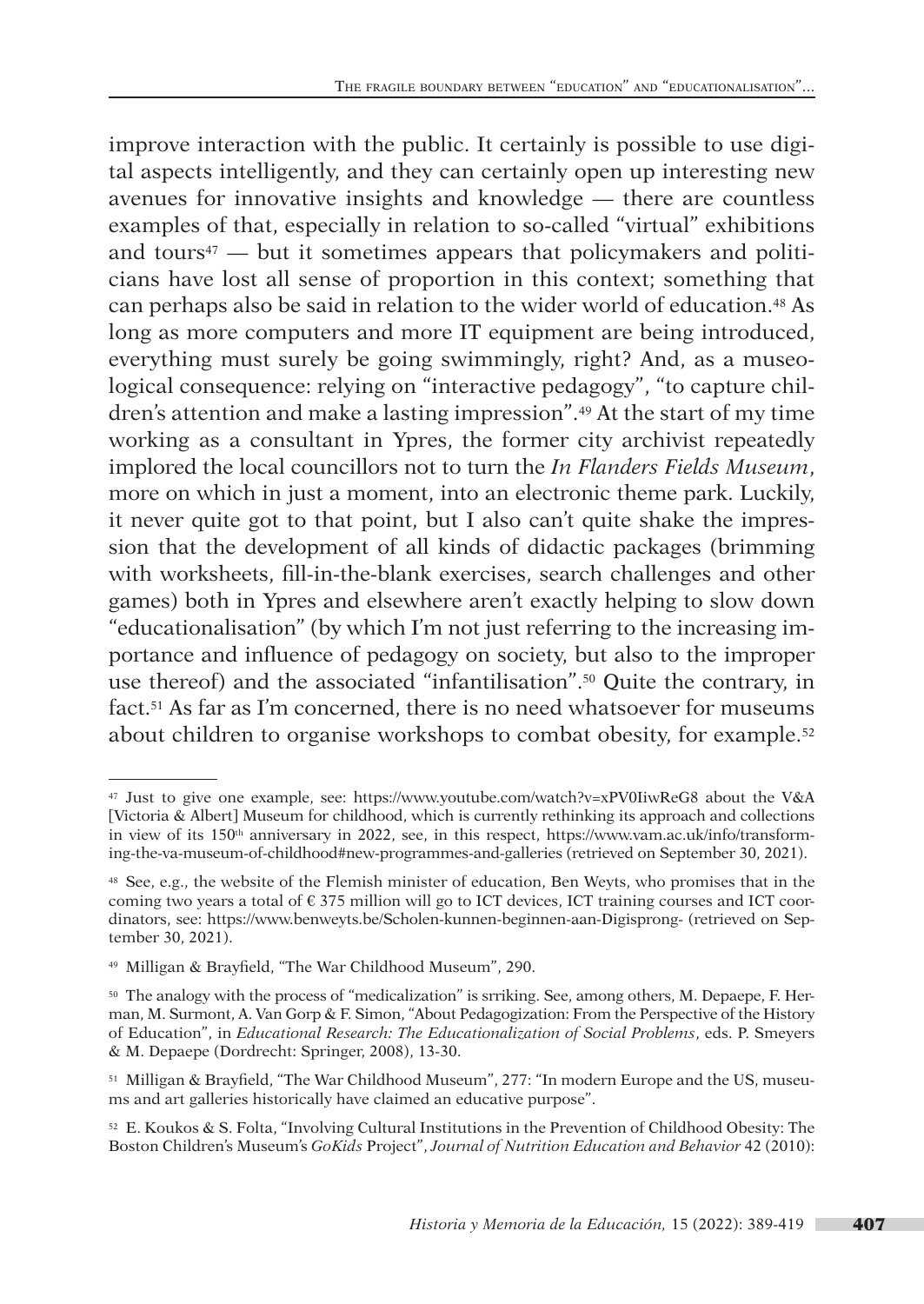improve interaction with the public. It certainly is possible to use digital aspects intelligently, and they can certainly open up interesting new avenues for innovative insights and knowledge — there are countless examples of that, especially in relation to so-called "virtual" exhibitions and tours[47] — but it sometimes appears that policymakers and politicians have lost all sense of proportion in this context; something that can perhaps also be said in relation to the wider world of education.[48] As long as more computers and more IT equipment are being introduced, everything must surely be going swimmingly, right? And, as a museological consequence: relying on "interactive pedagogy", "to capture children's attention and make a lasting impression".[49] At the start of my time working as a consultant in Ypres, the former city archivist repeatedly implored the local councillors not to turn the *In Flanders Fields Museum*, more on which in just a moment, into an electronic theme park. Luckily, it never quite got to that point, but I also can't quite shake the impression that the development of all kinds of didactic packages (brimming with worksheets, fill-in-the-blank exercises, search challenges and other games) both in Ypres and elsewhere aren't exactly helping to slow down "educationalisation" (by which I'm not just referring to the increasing importance and influence of pedagogy on society, but also to the improper use thereof) and the associated "infantilisation".[50] Quite the contrary, in fact.[51] As far as I'm concerned, there is no need whatsoever for museums about children to organise workshops to combat obesity, for example.[52]

---

[47] Just to give one example, see: https://www.youtube.com/watch?v=xPV0IiwReG8 about the V&A [Victoria & Albert] Museum for childhood, which is currently rethinking its approach and collections in view of its 150th anniversary in 2022, see, in this respect, https://www.vam.ac.uk/info/transforming-the-va-museum-of-childhood#new-programmes-and-galleries (retrieved on September 30, 2021).

[48] See, e.g., the website of the Flemish minister of education, Ben Weyts, who promises that in the coming two years a total of € 375 million will go to ICT devices, ICT training courses and ICT coordinators, see: https://www.benweyts.be/Scholen-kunnen-beginnen-aan-Digisprong- (retrieved on September 30, 2021).

[49] Milligan & Brayfield, "The War Childhood Museum", 290.

[50] The analogy with the process of "medicalization" is srriking. See, among others, M. Depaepe, F. Herman, M. Surmont, A. Van Gorp & F. Simon, "About Pedagogization: From the Perspective of the History of Education", in *Educational Research: The Educationalization of Social Problems*, eds. P. Smeyers & M. Depaepe (Dordrecht: Springer, 2008), 13-30.

[51] Milligan & Brayfield, "The War Childhood Museum", 277: "In modern Europe and the US, museums and art galleries historically have claimed an educative purpose".

[52] E. Koukos & S. Folta, "Involving Cultural Institutions in the Prevention of Childhood Obesity: The Boston Children's Museum's *GoKids* Project", *Journal of Nutrition Education and Behavior* 42 (2010):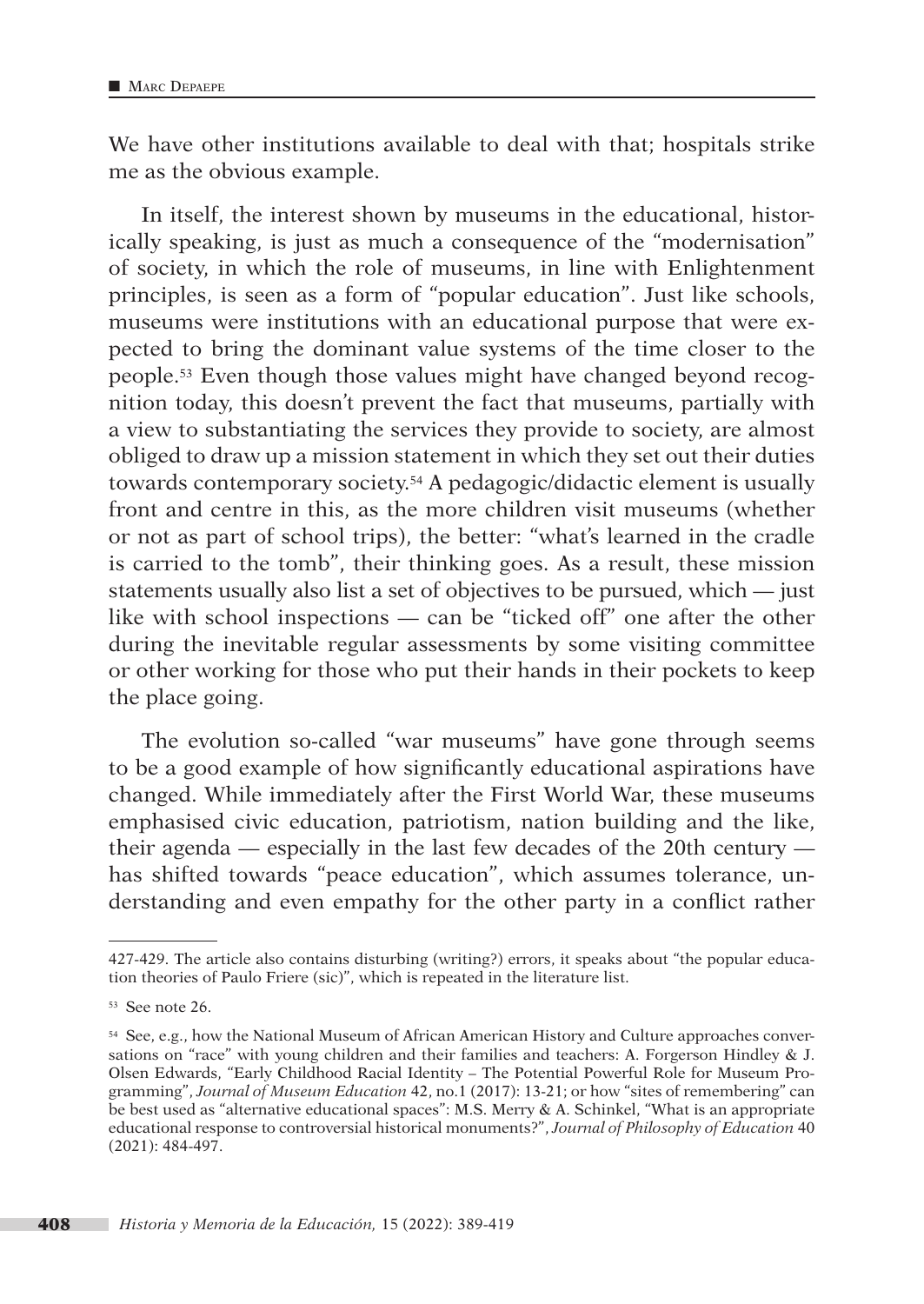We have other institutions available to deal with that; hospitals strike me as the obvious example.

In itself, the interest shown by museums in the educational, historically speaking, is just as much a consequence of the "modernisation" of society, in which the role of museums, in line with Enlightenment principles, is seen as a form of "popular education". Just like schools, museums were institutions with an educational purpose that were expected to bring the dominant value systems of the time closer to the people.[53] Even though those values might have changed beyond recognition today, this doesn't prevent the fact that museums, partially with a view to substantiating the services they provide to society, are almost obliged to draw up a mission statement in which they set out their duties towards contemporary society.[54] A pedagogic/didactic element is usually front and centre in this, as the more children visit museums (whether or not as part of school trips), the better: "what's learned in the cradle is carried to the tomb", their thinking goes. As a result, these mission statements usually also list a set of objectives to be pursued, which — just like with school inspections — can be "ticked off" one after the other during the inevitable regular assessments by some visiting committee or other working for those who put their hands in their pockets to keep the place going.

The evolution so-called "war museums" have gone through seems to be a good example of how significantly educational aspirations have changed. While immediately after the First World War, these museums emphasised civic education, patriotism, nation building and the like, their agenda — especially in the last few decades of the 20th century — has shifted towards "peace education", which assumes tolerance, understanding and even empathy for the other party in a conflict rather

---

427-429. The article also contains disturbing (writing?) errors, it speaks about "the popular education theories of Paulo Friere (sic)", which is repeated in the literature list.

[53] See note 26.

[54] See, e.g., how the National Museum of African American History and Culture approaches conversations on "race" with young children and their families and teachers: A. Forgerson Hindley & J. Olsen Edwards, "Early Childhood Racial Identity – The Potential Powerful Role for Museum Programming", *Journal of Museum Education* 42, no.1 (2017): 13-21; or how "sites of remembering" can be best used as "alternative educational spaces": M.S. Merry & A. Schinkel, "What is an appropriate educational response to controversial historical monuments?", *Journal of Philosophy of Education* 40 (2021): 484-497.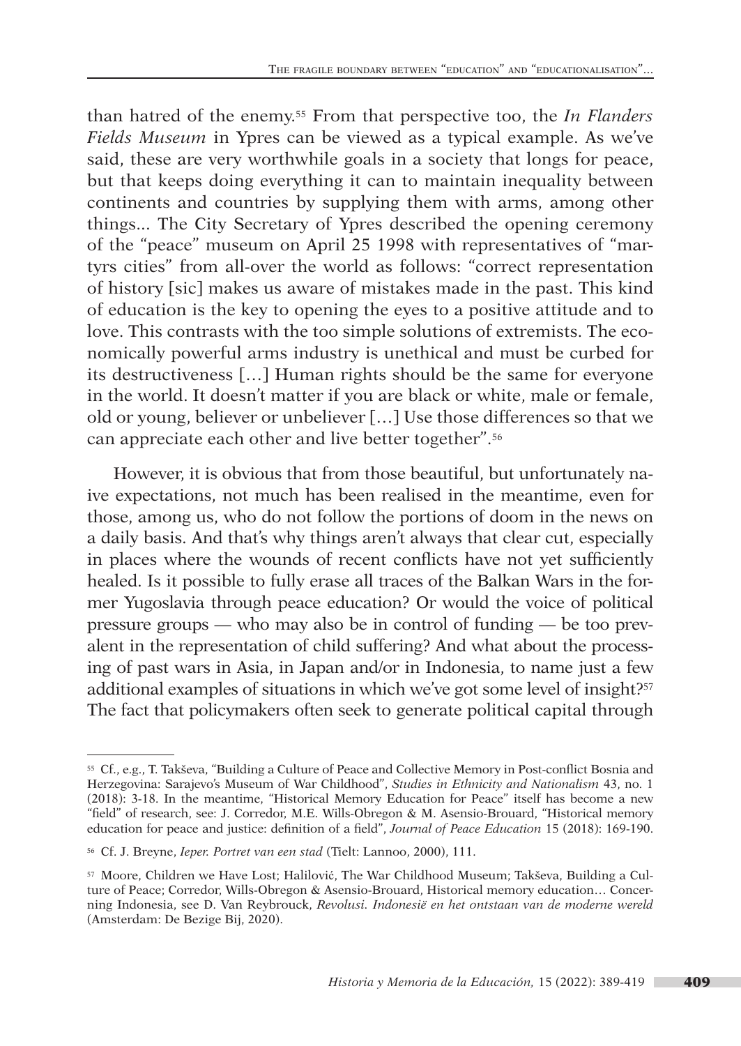than hatred of the enemy.[55] From that perspective too, the *In Flanders Fields Museum* in Ypres can be viewed as a typical example. As we've said, these are very worthwhile goals in a society that longs for peace, but that keeps doing everything it can to maintain inequality between continents and countries by supplying them with arms, among other things... The City Secretary of Ypres described the opening ceremony of the "peace" museum on April 25 1998 with representatives of "martyrs cities" from all-over the world as follows: "correct representation of history [sic] makes us aware of mistakes made in the past. This kind of education is the key to opening the eyes to a positive attitude and to love. This contrasts with the too simple solutions of extremists. The economically powerful arms industry is unethical and must be curbed for its destructiveness […] Human rights should be the same for everyone in the world. It doesn't matter if you are black or white, male or female, old or young, believer or unbeliever […] Use those differences so that we can appreciate each other and live better together".[56]

However, it is obvious that from those beautiful, but unfortunately naive expectations, not much has been realised in the meantime, even for those, among us, who do not follow the portions of doom in the news on a daily basis. And that's why things aren't always that clear cut, especially in places where the wounds of recent conflicts have not yet sufficiently healed. Is it possible to fully erase all traces of the Balkan Wars in the former Yugoslavia through peace education? Or would the voice of political pressure groups — who may also be in control of funding — be too prevalent in the representation of child suffering? And what about the processing of past wars in Asia, in Japan and/or in Indonesia, to name just a few additional examples of situations in which we've got some level of insight?[57] The fact that policymakers often seek to generate political capital through

---

[55] Cf., e.g., T. Takševa, "Building a Culture of Peace and Collective Memory in Post-conflict Bosnia and Herzegovina: Sarajevo's Museum of War Childhood", *Studies in Ethnicity and Nationalism* 43, no. 1 (2018): 3-18. In the meantime, "Historical Memory Education for Peace" itself has become a new "field" of research, see: J. Corredor, M.E. Wills-Obregon & M. Asensio-Brouard, "Historical memory education for peace and justice: definition of a field", *Journal of Peace Education* 15 (2018): 169-190.

[56] Cf. J. Breyne, *Ieper. Portret van een stad* (Tielt: Lannoo, 2000), 111.

[57] Moore, Children we Have Lost; Halilović, The War Childhood Museum; Takševa, Building a Culture of Peace; Corredor, Wills-Obregon & Asensio-Brouard, Historical memory education… Concerning Indonesia, see D. Van Reybrouck, *Revolusi. Indonesië en het ontstaan van de moderne wereld* (Amsterdam: De Bezige Bij, 2020).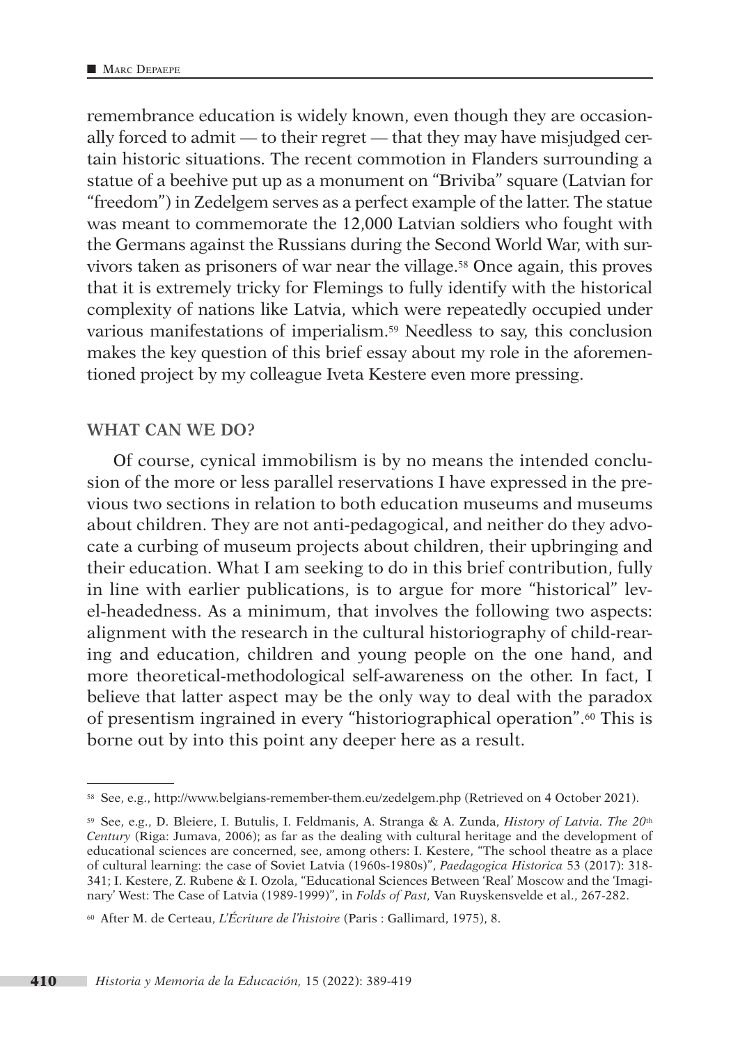remembrance education is widely known, even though they are occasionally forced to admit — to their regret — that they may have misjudged certain historic situations. The recent commotion in Flanders surrounding a statue of a beehive put up as a monument on "Briviba" square (Latvian for "freedom") in Zedelgem serves as a perfect example of the latter. The statue was meant to commemorate the 12,000 Latvian soldiers who fought with the Germans against the Russians during the Second World War, with survivors taken as prisoners of war near the village.[58] Once again, this proves that it is extremely tricky for Flemings to fully identify with the historical complexity of nations like Latvia, which were repeatedly occupied under various manifestations of imperialism.[59] Needless to say, this conclusion makes the key question of this brief essay about my role in the aforementioned project by my colleague Iveta Kestere even more pressing.

## WHAT CAN WE DO?

Of course, cynical immobilism is by no means the intended conclusion of the more or less parallel reservations I have expressed in the previous two sections in relation to both education museums and museums about children. They are not anti-pedagogical, and neither do they advocate a curbing of museum projects about children, their upbringing and their education. What I am seeking to do in this brief contribution, fully in line with earlier publications, is to argue for more "historical" level-headedness. As a minimum, that involves the following two aspects: alignment with the research in the cultural historiography of child-rearing and education, children and young people on the one hand, and more theoretical-methodological self-awareness on the other. In fact, I believe that latter aspect may be the only way to deal with the paradox of presentism ingrained in every "historiographical operation".[60] This is borne out by into this point any deeper here as a result.

---

[58] See, e.g., http://www.belgians-remember-them.eu/zedelgem.php (Retrieved on 4 October 2021).

[59] See, e.g., D. Bleiere, I. Butulis, I. Feldmanis, A. Stranga & A. Zunda, *History of Latvia. The 20th Century* (Riga: Jumava, 2006); as far as the dealing with cultural heritage and the development of educational sciences are concerned, see, among others: I. Kestere, "The school theatre as a place of cultural learning: the case of Soviet Latvia (1960s-1980s)", *Paedagogica Historica* 53 (2017): 318-341; I. Kestere, Z. Rubene & I. Ozola, "Educational Sciences Between 'Real' Moscow and the 'Imaginary' West: The Case of Latvia (1989-1999)", in *Folds of Past,* Van Ruyskensvelde et al., 267-282.

[60] After M. de Certeau, *L'Écriture de l'histoire* (Paris : Gallimard, 1975), 8.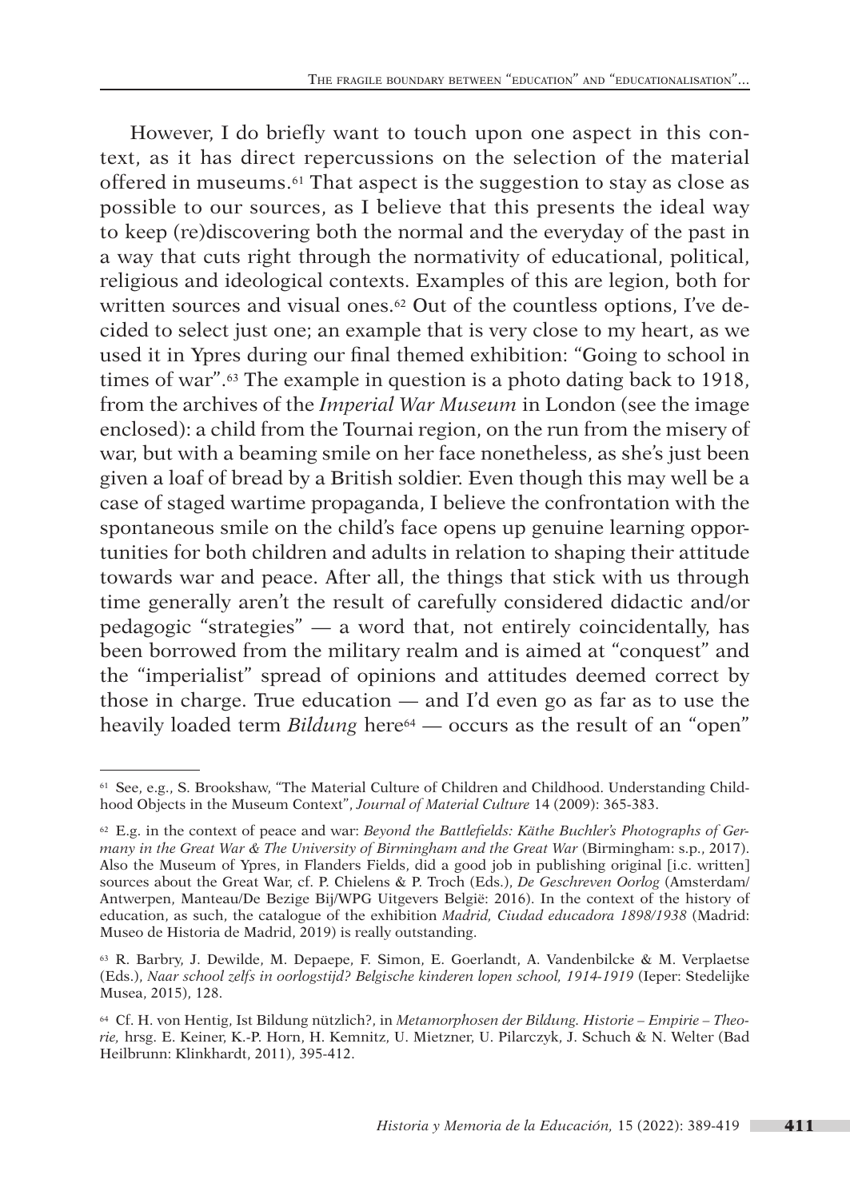However, I do briefly want to touch upon one aspect in this context, as it has direct repercussions on the selection of the material offered in museums.[61] That aspect is the suggestion to stay as close as possible to our sources, as I believe that this presents the ideal way to keep (re)discovering both the normal and the everyday of the past in a way that cuts right through the normativity of educational, political, religious and ideological contexts. Examples of this are legion, both for written sources and visual ones.[62] Out of the countless options, I've decided to select just one; an example that is very close to my heart, as we used it in Ypres during our final themed exhibition: "Going to school in times of war".[63] The example in question is a photo dating back to 1918, from the archives of the *Imperial War Museum* in London (see the image enclosed): a child from the Tournai region, on the run from the misery of war, but with a beaming smile on her face nonetheless, as she's just been given a loaf of bread by a British soldier. Even though this may well be a case of staged wartime propaganda, I believe the confrontation with the spontaneous smile on the child's face opens up genuine learning opportunities for both children and adults in relation to shaping their attitude towards war and peace. After all, the things that stick with us through time generally aren't the result of carefully considered didactic and/or pedagogic "strategies" — a word that, not entirely coincidentally, has been borrowed from the military realm and is aimed at "conquest" and the "imperialist" spread of opinions and attitudes deemed correct by those in charge. True education — and I'd even go as far as to use the heavily loaded term *Bildung* here[64] — occurs as the result of an "open"

---

[61] See, e.g., S. Brookshaw, "The Material Culture of Children and Childhood. Understanding Childhood Objects in the Museum Context", *Journal of Material Culture* 14 (2009): 365-383.

[62] E.g. in the context of peace and war: *Beyond the Battlefields: Käthe Buchler's Photographs of Germany in the Great War & The University of Birmingham and the Great War* (Birmingham: s.p., 2017). Also the Museum of Ypres, in Flanders Fields, did a good job in publishing original [i.c. written] sources about the Great War, cf. P. Chielens & P. Troch (Eds.), *De Geschreven Oorlog* (Amsterdam/Antwerpen, Manteau/De Bezige Bij/WPG Uitgevers België: 2016). In the context of the history of education, as such, the catalogue of the exhibition *Madrid, Ciudad educadora 1898/1938* (Madrid: Museo de Historia de Madrid, 2019) is really outstanding.

[63] R. Barbry, J. Dewilde, M. Depaepe, F. Simon, E. Goerlandt, A. Vandenbilcke & M. Verplaetse (Eds.), *Naar school zelfs in oorlogstijd? Belgische kinderen lopen school, 1914-1919* (Ieper: Stedelijke Musea, 2015), 128.

[64] Cf. H. von Hentig, Ist Bildung nützlich?, in *Metamorphosen der Bildung. Historie – Empirie – Theorie,* hrsg. E. Keiner, K.-P. Horn, H. Kemnitz, U. Mietzner, U. Pilarczyk, J. Schuch & N. Welter (Bad Heilbrunn: Klinkhardt, 2011), 395-412.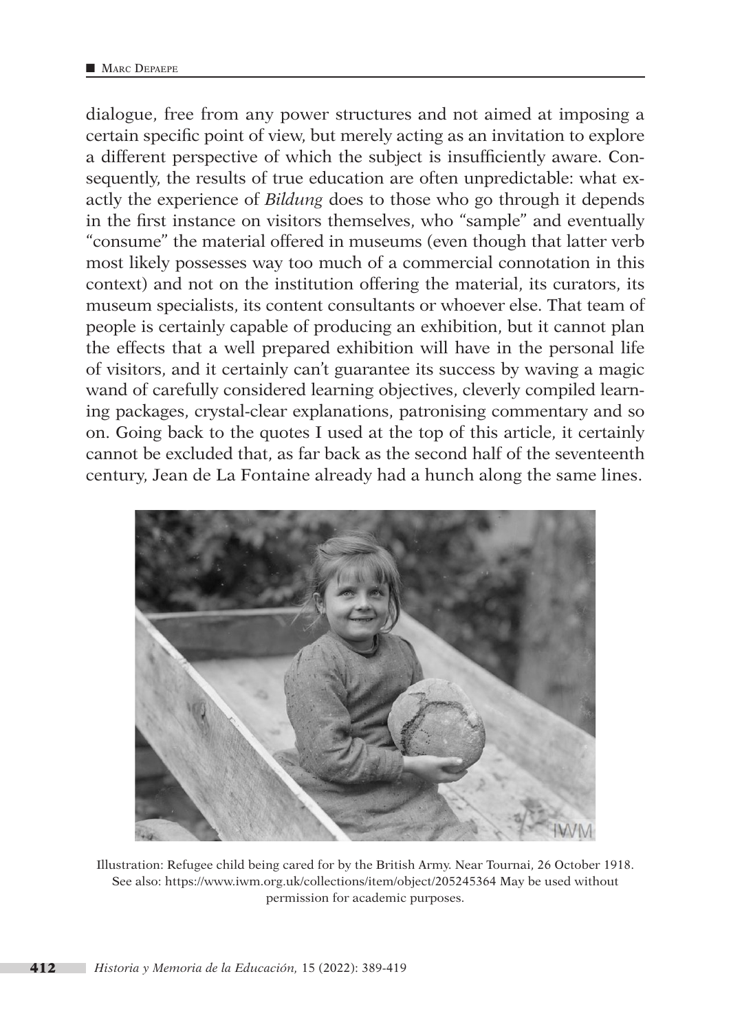dialogue, free from any power structures and not aimed at imposing a certain specific point of view, but merely acting as an invitation to explore a different perspective of which the subject is insufficiently aware. Consequently, the results of true education are often unpredictable: what exactly the experience of *Bildung* does to those who go through it depends in the first instance on visitors themselves, who "sample" and eventually "consume" the material offered in museums (even though that latter verb most likely possesses way too much of a commercial connotation in this context) and not on the institution offering the material, its curators, its museum specialists, its content consultants or whoever else. That team of people is certainly capable of producing an exhibition, but it cannot plan the effects that a well prepared exhibition will have in the personal life of visitors, and it certainly can't guarantee its success by waving a magic wand of carefully considered learning objectives, cleverly compiled learning packages, crystal-clear explanations, patronising commentary and so on. Going back to the quotes I used at the top of this article, it certainly cannot be excluded that, as far back as the second half of the seventeenth century, Jean de La Fontaine already had a hunch along the same lines.

Illustration: Refugee child being cared for by the British Army. Near Tournai, 26 October 1918. See also: https://www.iwm.org.uk/collections/item/object/205245364 May be used without permission for academic purposes.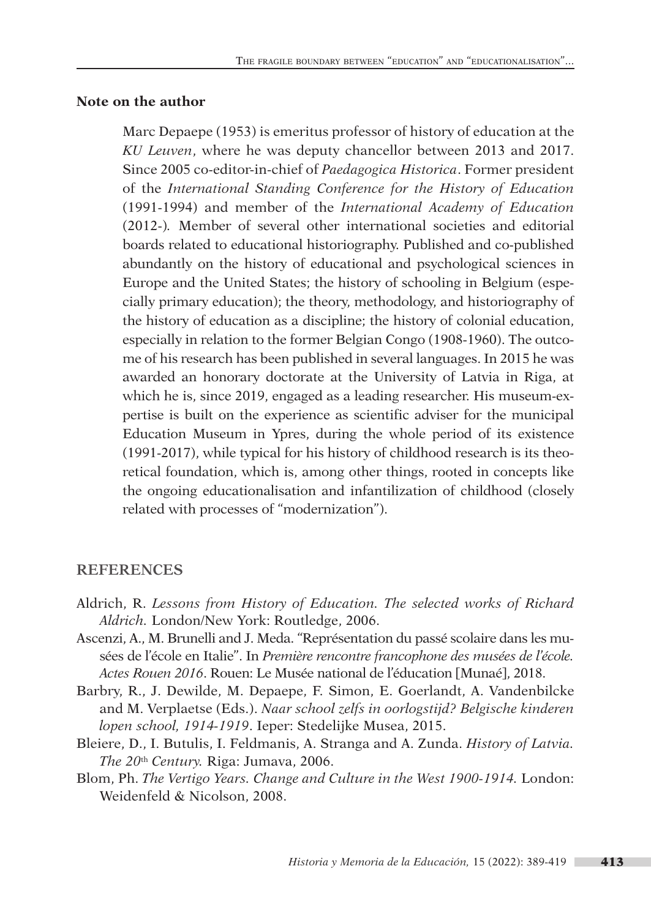**Note on the author**

Marc Depaepe (1953) is emeritus professor of history of education at the *KU Leuven*, where he was deputy chancellor between 2013 and 2017. Since 2005 co-editor-in-chief of *Paedagogica Historica*. Former president of the *International Standing Conference for the History of Education* (1991-1994) and member of the *International Academy of Education* (2012-). Member of several other international societies and editorial boards related to educational historiography. Published and co-published abundantly on the history of educational and psychological sciences in Europe and the United States; the history of schooling in Belgium (especially primary education); the theory, methodology, and historiography of the history of education as a discipline; the history of colonial education, especially in relation to the former Belgian Congo (1908-1960). The outcome of his research has been published in several languages. In 2015 he was awarded an honorary doctorate at the University of Latvia in Riga, at which he is, since 2019, engaged as a leading researcher. His museum-expertise is built on the experience as scientific adviser for the municipal Education Museum in Ypres, during the whole period of its existence (1991-2017), while typical for his history of childhood research is its theoretical foundation, which is, among other things, rooted in concepts like the ongoing educationalisation and infantilization of childhood (closely related with processes of "modernization").

## REFERENCES

Aldrich, R. *Lessons from History of Education. The selected works of Richard Aldrich.* London/New York: Routledge, 2006.

Ascenzi, A., M. Brunelli and J. Meda. "Représentation du passé scolaire dans les musées de l'école en Italie". In *Première rencontre francophone des musées de l'école. Actes Rouen 2016*. Rouen: Le Musée national de l'éducation [Munaé], 2018.

Barbry, R., J. Dewilde, M. Depaepe, F. Simon, E. Goerlandt, A. Vandenbilcke and M. Verplaetse (Eds.). *Naar school zelfs in oorlogstijd? Belgische kinderen lopen school, 1914-1919*. Ieper: Stedelijke Musea, 2015.

Bleiere, D., I. Butulis, I. Feldmanis, A. Stranga and A. Zunda. *History of Latvia. The 20th Century.* Riga: Jumava, 2006.

Blom, Ph. *The Vertigo Years. Change and Culture in the West 1900-1914.* London: Weidenfeld & Nicolson, 2008.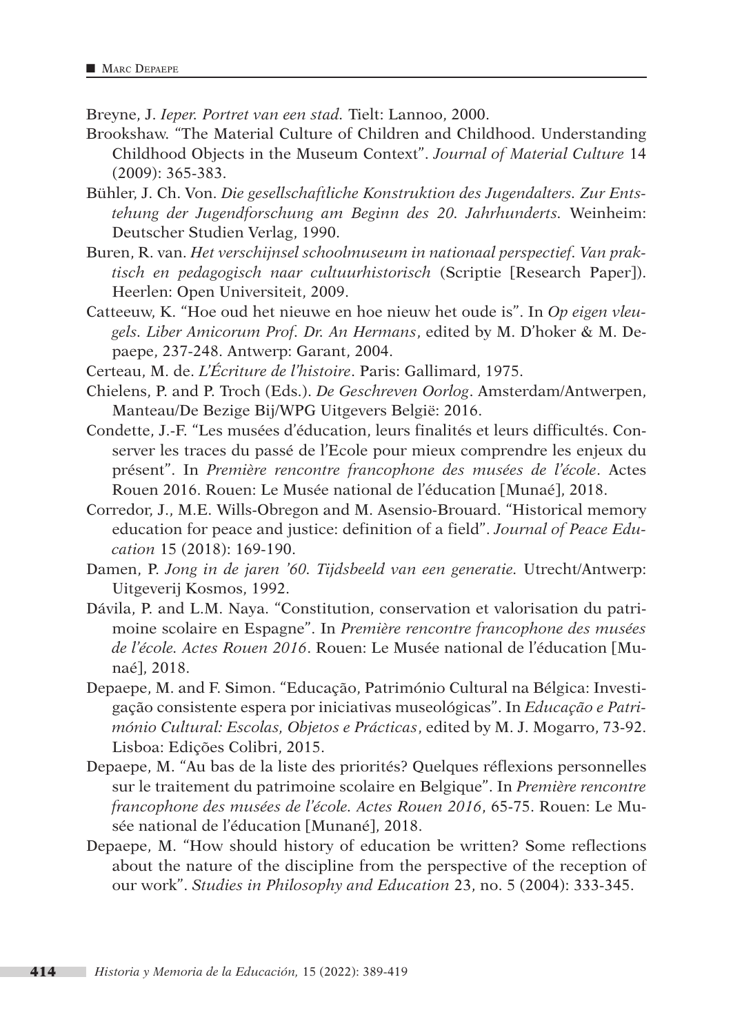Breyne, J. *Ieper. Portret van een stad.* Tielt: Lannoo, 2000.

Brookshaw. "The Material Culture of Children and Childhood. Understanding Childhood Objects in the Museum Context". *Journal of Material Culture* 14 (2009): 365-383.

Bühler, J. Ch. Von. *Die gesellschaftliche Konstruktion des Jugendalters. Zur Entstehung der Jugendforschung am Beginn des 20. Jahrhunderts.* Weinheim: Deutscher Studien Verlag, 1990.

Buren, R. van. *Het verschijnsel schoolmuseum in nationaal perspectief. Van praktisch en pedagogisch naar cultuurhistorisch* (Scriptie [Research Paper]). Heerlen: Open Universiteit, 2009.

Catteeuw, K. "Hoe oud het nieuwe en hoe nieuw het oude is". In *Op eigen vleugels. Liber Amicorum Prof. Dr. An Hermans*, edited by M. D'hoker & M. Depaepe, 237-248. Antwerp: Garant, 2004.

Certeau, M. de. *L'Écriture de l'histoire*. Paris: Gallimard, 1975.

Chielens, P. and P. Troch (Eds.). *De Geschreven Oorlog*. Amsterdam/Antwerpen, Manteau/De Bezige Bij/WPG Uitgevers België: 2016.

Condette, J.-F. "Les musées d'éducation, leurs finalités et leurs difficultés. Conserver les traces du passé de l'Ecole pour mieux comprendre les enjeux du présent". In *Première rencontre francophone des musées de l'école*. Actes Rouen 2016. Rouen: Le Musée national de l'éducation [Munaé], 2018.

Corredor, J., M.E. Wills-Obregon and M. Asensio-Brouard. "Historical memory education for peace and justice: definition of a field". *Journal of Peace Education* 15 (2018): 169-190.

Damen, P. *Jong in de jaren '60. Tijdsbeeld van een generatie.* Utrecht/Antwerp: Uitgeverij Kosmos, 1992.

Dávila, P. and L.M. Naya. "Constitution, conservation et valorisation du patrimoine scolaire en Espagne". In *Première rencontre francophone des musées de l'école. Actes Rouen 2016*. Rouen: Le Musée national de l'éducation [Munaé], 2018.

Depaepe, M. and F. Simon. "Educação, Património Cultural na Bélgica: Investigação consistente espera por iniciativas museológicas". In *Educação e Património Cultural: Escolas, Objetos e Prácticas*, edited by M. J. Mogarro, 73-92. Lisboa: Edições Colibri, 2015.

Depaepe, M. "Au bas de la liste des priorités? Quelques réflexions personnelles sur le traitement du patrimoine scolaire en Belgique". In *Première rencontre francophone des musées de l'école. Actes Rouen 2016*, 65-75. Rouen: Le Musée national de l'éducation [Munané], 2018.

Depaepe, M. "How should history of education be written? Some reflections about the nature of the discipline from the perspective of the reception of our work". *Studies in Philosophy and Education* 23, no. 5 (2004): 333-345.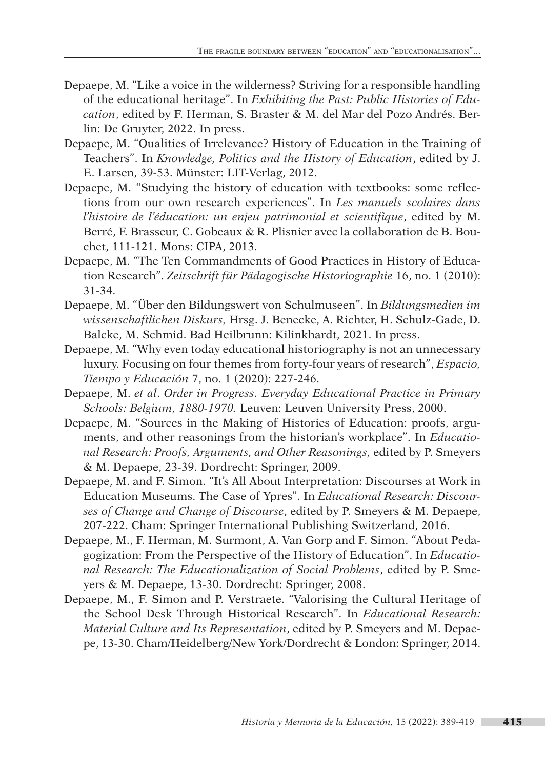Depaepe, M. "Like a voice in the wilderness? Striving for a responsible handling of the educational heritage". In *Exhibiting the Past: Public Histories of Education*, edited by F. Herman, S. Braster & M. del Mar del Pozo Andrés. Berlin: De Gruyter, 2022. In press.

Depaepe, M. "Qualities of Irrelevance? History of Education in the Training of Teachers". In *Knowledge, Politics and the History of Education*, edited by J. E. Larsen, 39-53. Münster: LIT-Verlag, 2012.

Depaepe, M. "Studying the history of education with textbooks: some reflections from our own research experiences". In *Les manuels scolaires dans l'histoire de l'éducation: un enjeu patrimonial et scientifique*, edited by M. Berré, F. Brasseur, C. Gobeaux & R. Plisnier avec la collaboration de B. Bouchet, 111-121. Mons: CIPA, 2013.

Depaepe, M. "The Ten Commandments of Good Practices in History of Education Research". *Zeitschrift für Pädagogische Historiographie* 16, no. 1 (2010): 31-34.

Depaepe, M. "Über den Bildungswert von Schulmuseen". In *Bildungsmedien im wissenschaftlichen Diskurs,* Hrsg. J. Benecke, A. Richter, H. Schulz-Gade, D. Balcke, M. Schmid. Bad Heilbrunn: Kilinkhardt, 2021. In press.

Depaepe, M. "Why even today educational historiography is not an unnecessary luxury. Focusing on four themes from forty-four years of research", *Espacio, Tiempo y Educación* 7, no. 1 (2020): 227-246.

Depaepe, M. *et al*. *Order in Progress. Everyday Educational Practice in Primary Schools: Belgium, 1880-1970.* Leuven: Leuven University Press, 2000.

Depaepe, M. "Sources in the Making of Histories of Education: proofs, arguments, and other reasonings from the historian's workplace". In *Educational Research: Proofs, Arguments, and Other Reasonings,* edited by P. Smeyers & M. Depaepe, 23-39. Dordrecht: Springer, 2009.

Depaepe, M. and F. Simon. "It's All About Interpretation: Discourses at Work in Education Museums. The Case of Ypres". In *Educational Research: Discourses of Change and Change of Discourse*, edited by P. Smeyers & M. Depaepe, 207-222. Cham: Springer International Publishing Switzerland, 2016.

Depaepe, M., F. Herman, M. Surmont, A. Van Gorp and F. Simon. "About Pedagogization: From the Perspective of the History of Education". In *Educational Research: The Educationalization of Social Problems*, edited by P. Smeyers & M. Depaepe, 13-30. Dordrecht: Springer, 2008.

Depaepe, M., F. Simon and P. Verstraete. "Valorising the Cultural Heritage of the School Desk Through Historical Research". In *Educational Research: Material Culture and Its Representation*, edited by P. Smeyers and M. Depaepe, 13-30. Cham/Heidelberg/New York/Dordrecht & London: Springer, 2014.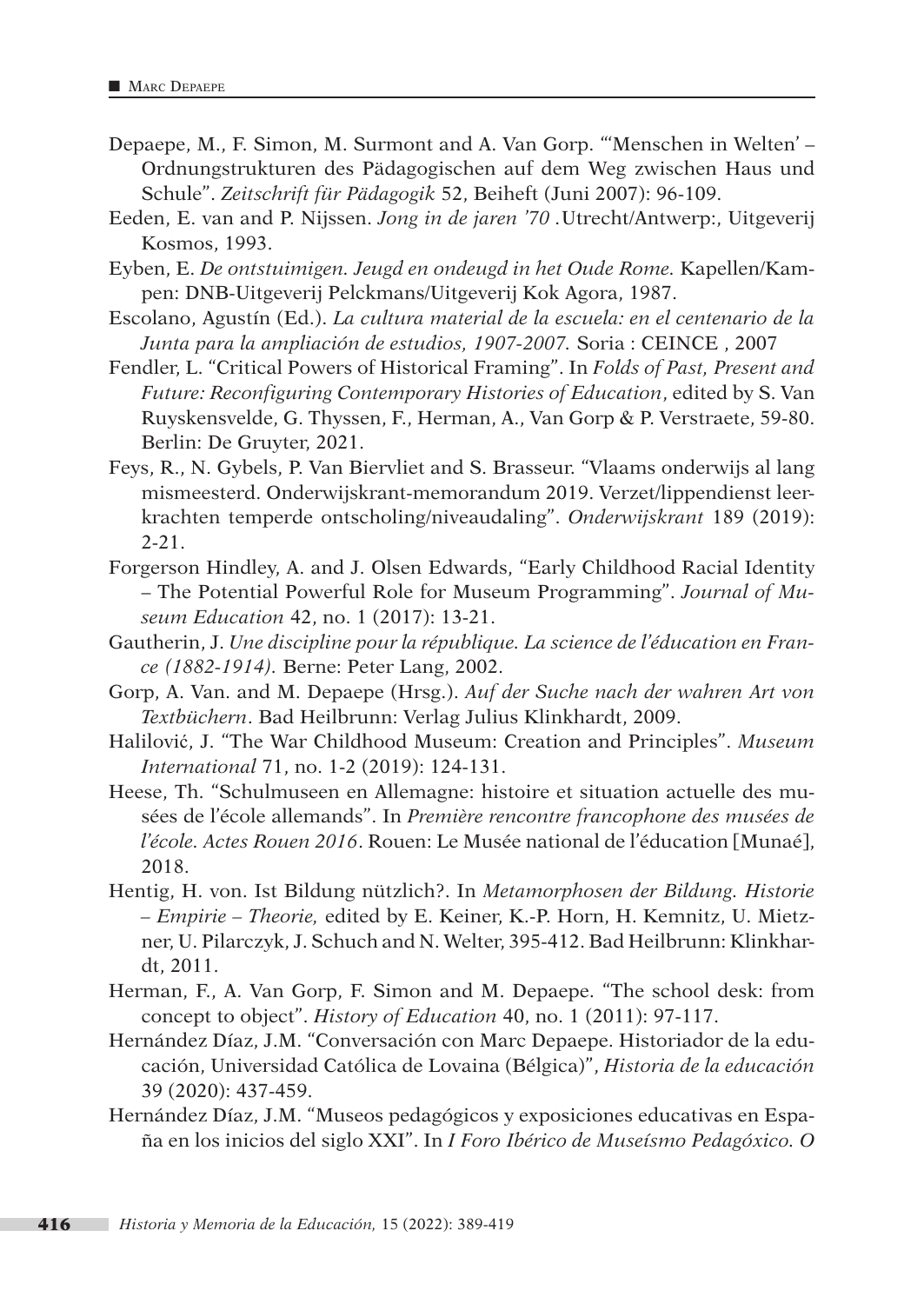Depaepe, M., F. Simon, M. Surmont and A. Van Gorp. "'Menschen in Welten' – Ordnungstrukturen des Pädagogischen auf dem Weg zwischen Haus und Schule". *Zeitschrift für Pädagogik* 52, Beiheft (Juni 2007): 96-109.

Eeden, E. van and P. Nijssen. *Jong in de jaren '70* .Utrecht/Antwerp:, Uitgeverij Kosmos, 1993.

Eyben, E. *De ontstuimigen. Jeugd en ondeugd in het Oude Rome.* Kapellen/Kampen: DNB-Uitgeverij Pelckmans/Uitgeverij Kok Agora, 1987.

Escolano, Agustín (Ed.). *La cultura material de la escuela: en el centenario de la Junta para la ampliación de estudios, 1907-2007.* Soria : CEINCE , 2007

Fendler, L. "Critical Powers of Historical Framing". In *Folds of Past, Present and Future: Reconfiguring Contemporary Histories of Education*, edited by S. Van Ruyskensvelde, G. Thyssen, F., Herman, A., Van Gorp & P. Verstraete, 59-80. Berlin: De Gruyter, 2021.

Feys, R., N. Gybels, P. Van Biervliet and S. Brasseur. "Vlaams onderwijs al lang mismeesterd. Onderwijskrant-memorandum 2019. Verzet/lippendienst leerkrachten temperde ontscholing/niveaudaling". *Onderwijskrant* 189 (2019): 2-21.

Forgerson Hindley, A. and J. Olsen Edwards, "Early Childhood Racial Identity – The Potential Powerful Role for Museum Programming". *Journal of Museum Education* 42, no. 1 (2017): 13-21.

Gautherin, J. *Une discipline pour la république. La science de l'éducation en France (1882-1914).* Berne: Peter Lang, 2002.

Gorp, A. Van. and M. Depaepe (Hrsg.). *Auf der Suche nach der wahren Art von Textbüchern*. Bad Heilbrunn: Verlag Julius Klinkhardt, 2009.

Halilović, J. "The War Childhood Museum: Creation and Principles". *Museum International* 71, no. 1-2 (2019): 124-131.

Heese, Th. "Schulmuseen en Allemagne: histoire et situation actuelle des musées de l'école allemands". In *Première rencontre francophone des musées de l'école. Actes Rouen 2016*. Rouen: Le Musée national de l'éducation [Munaé], 2018.

Hentig, H. von. Ist Bildung nützlich?. In *Metamorphosen der Bildung. Historie – Empirie – Theorie,* edited by E. Keiner, K.-P. Horn, H. Kemnitz, U. Mietzner, U. Pilarczyk, J. Schuch and N. Welter, 395-412. Bad Heilbrunn: Klinkhardt, 2011.

Herman, F., A. Van Gorp, F. Simon and M. Depaepe. "The school desk: from concept to object". *History of Education* 40, no. 1 (2011): 97-117.

Hernández Díaz, J.M. "Conversación con Marc Depaepe. Historiador de la educación, Universidad Católica de Lovaina (Bélgica)", *Historia de la educación* 39 (2020): 437-459.

Hernández Díaz, J.M. "Museos pedagógicos y exposiciones educativas en España en los inicios del siglo XXI". In *I Foro Ibérico de Museísmo Pedagóxico. O*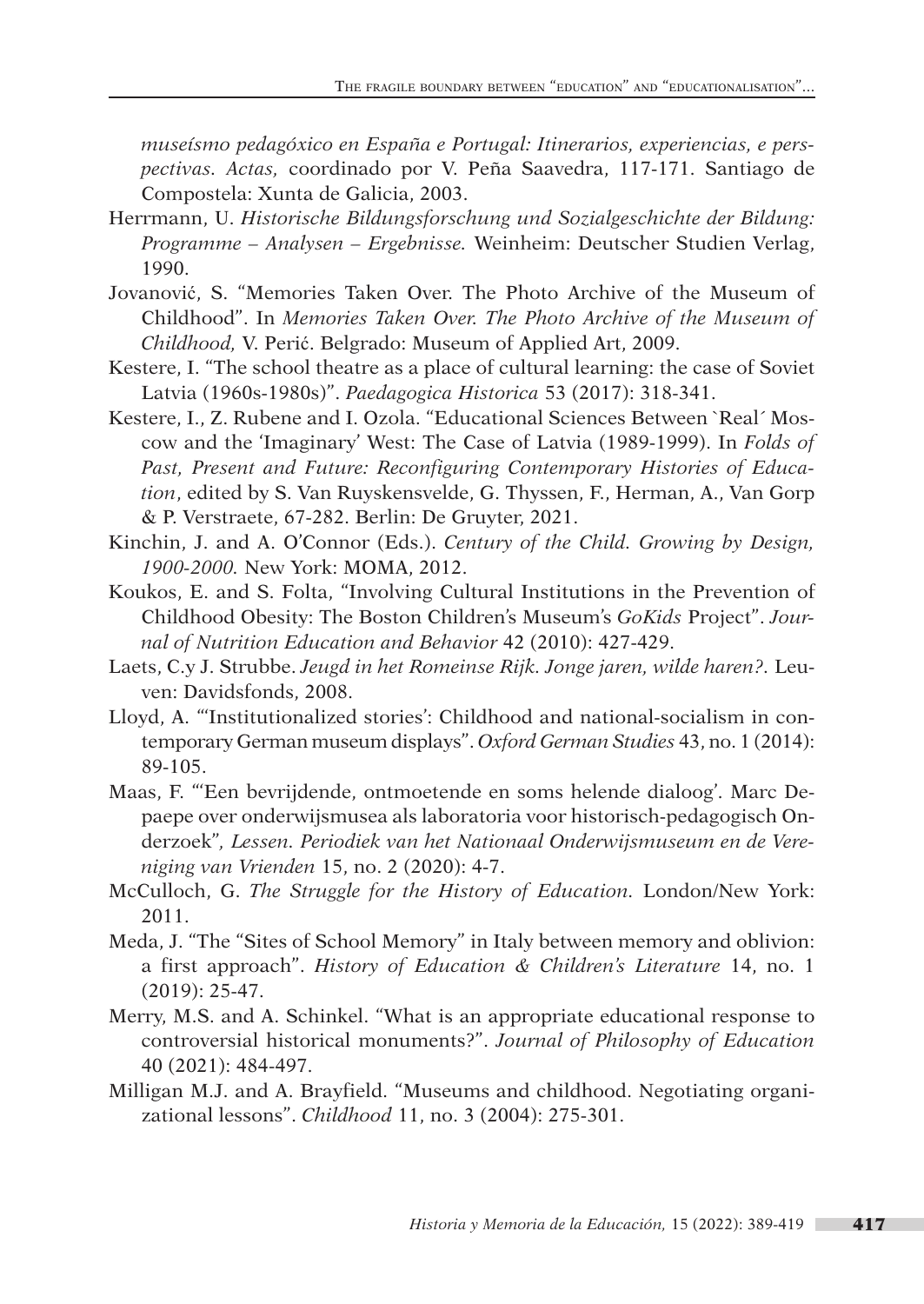*museísmo pedagóxico en España e Portugal: Itinerarios, experiencias, e perspectivas. Actas,* coordinado por V. Peña Saavedra, 117-171. Santiago de Compostela: Xunta de Galicia, 2003.

Herrmann, U. *Historische Bildungsforschung und Sozialgeschichte der Bildung: Programme – Analysen – Ergebnisse.* Weinheim: Deutscher Studien Verlag, 1990.

Jovanović, S. "Memories Taken Over. The Photo Archive of the Museum of Childhood". In *Memories Taken Over. The Photo Archive of the Museum of Childhood,* V. Perić. Belgrado: Museum of Applied Art, 2009.

Kestere, I. "The school theatre as a place of cultural learning: the case of Soviet Latvia (1960s-1980s)". *Paedagogica Historica* 53 (2017): 318-341.

Kestere, I., Z. Rubene and I. Ozola. "Educational Sciences Between `Real´ Moscow and the 'Imaginary' West: The Case of Latvia (1989-1999). In *Folds of Past, Present and Future: Reconfiguring Contemporary Histories of Education*, edited by S. Van Ruyskensvelde, G. Thyssen, F., Herman, A., Van Gorp & P. Verstraete, 67-282. Berlin: De Gruyter, 2021.

Kinchin, J. and A. O'Connor (Eds.). *Century of the Child. Growing by Design, 1900-2000.* New York: MOMA, 2012.

Koukos, E. and S. Folta, "Involving Cultural Institutions in the Prevention of Childhood Obesity: The Boston Children's Museum's *GoKids* Project". *Journal of Nutrition Education and Behavior* 42 (2010): 427-429.

Laets, C.y J. Strubbe. *Jeugd in het Romeinse Rijk. Jonge jaren, wilde haren?.* Leuven: Davidsfonds, 2008.

Lloyd, A. "'Institutionalized stories': Childhood and national-socialism in contemporary German museum displays". *Oxford German Studies* 43, no. 1 (2014): 89-105.

Maas, F. "'Een bevrijdende, ontmoetende en soms helende dialoog'. Marc Depaepe over onderwijsmusea als laboratoria voor historisch-pedagogisch Onderzoek"*, Lessen. Periodiek van het Nationaal Onderwijsmuseum en de Vereniging van Vrienden* 15, no. 2 (2020): 4-7.

McCulloch, G. *The Struggle for the History of Education.* London/New York: 2011.

Meda, J. "The "Sites of School Memory" in Italy between memory and oblivion: a first approach". *History of Education & Children's Literature* 14, no. 1 (2019): 25-47.

Merry, M.S. and A. Schinkel. "What is an appropriate educational response to controversial historical monuments?". *Journal of Philosophy of Education* 40 (2021): 484-497.

Milligan M.J. and A. Brayfield. "Museums and childhood. Negotiating organizational lessons". *Childhood* 11, no. 3 (2004): 275-301.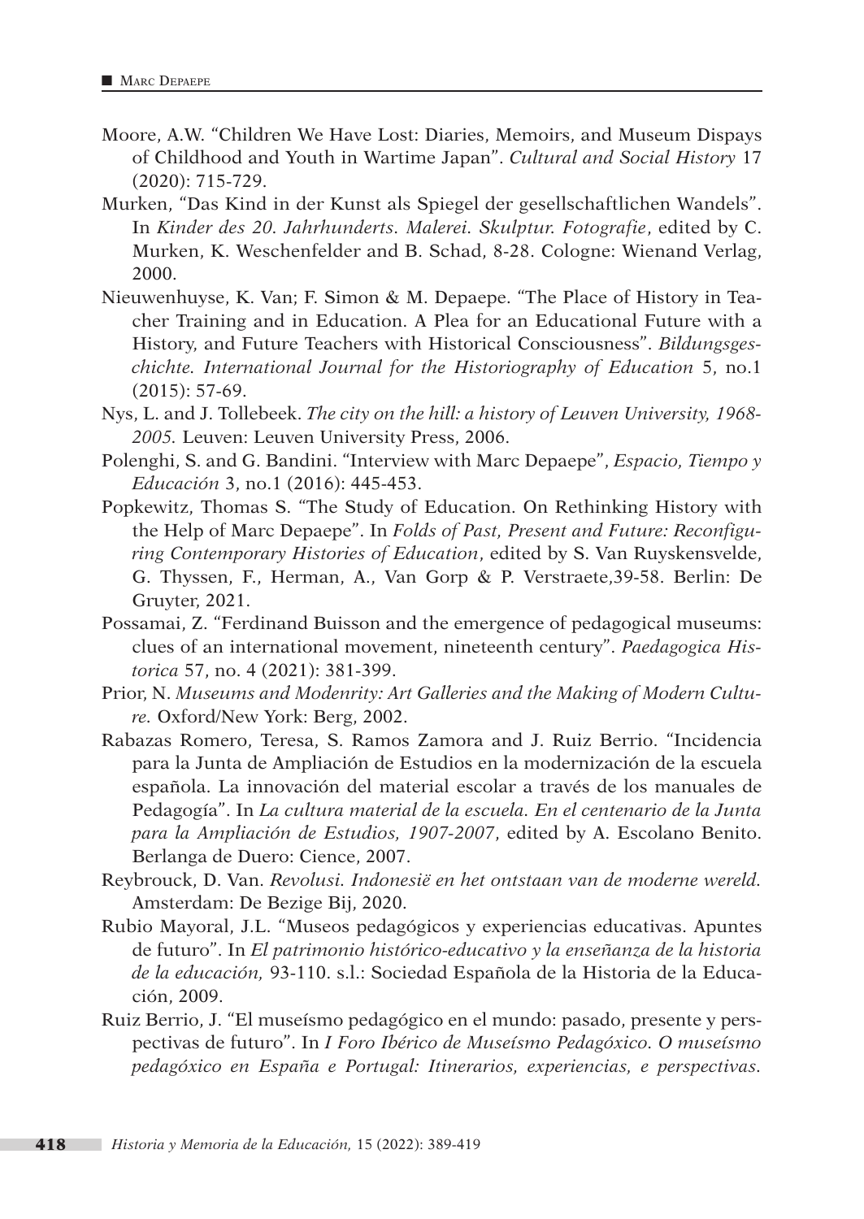Moore, A.W. “Children We Have Lost: Diaries, Memoirs, and Museum Dispays of Childhood and Youth in Wartime Japan”. *Cultural and Social History* 17 (2020): 715-729.

Murken, “Das Kind in der Kunst als Spiegel der gesellschaftlichen Wandels”. In *Kinder des 20. Jahrhunderts. Malerei. Skulptur. Fotografie*, edited by C. Murken, K. Weschenfelder and B. Schad, 8-28. Cologne: Wienand Verlag, 2000.

Nieuwenhuyse, K. Van; F. Simon & M. Depaepe. “The Place of History in Teacher Training and in Education. A Plea for an Educational Future with a History, and Future Teachers with Historical Consciousness”. *Bildungsgeschichte. International Journal for the Historiography of Education* 5, no.1 (2015): 57-69.

Nys, L. and J. Tollebeek. *The city on the hill: a history of Leuven University, 1968-2005.* Leuven: Leuven University Press, 2006.

Polenghi, S. and G. Bandini. “Interview with Marc Depaepe”, *Espacio, Tiempo y Educación* 3, no.1 (2016): 445-453.

Popkewitz, Thomas S. “The Study of Education. On Rethinking History with the Help of Marc Depaepe”. In *Folds of Past, Present and Future: Reconfiguring Contemporary Histories of Education*, edited by S. Van Ruyskensvelde, G. Thyssen, F., Herman, A., Van Gorp & P. Verstraete,39-58. Berlin: De Gruyter, 2021.

Possamai, Z. “Ferdinand Buisson and the emergence of pedagogical museums: clues of an international movement, nineteenth century”. *Paedagogica Historica* 57, no. 4 (2021): 381-399.

Prior, N. *Museums and Modenrity: Art Galleries and the Making of Modern Culture.* Oxford/New York: Berg, 2002.

Rabazas Romero, Teresa, S. Ramos Zamora and J. Ruiz Berrio. “Incidencia para la Junta de Ampliación de Estudios en la modernización de la escuela española. La innovación del material escolar a través de los manuales de Pedagogía”. In *La cultura material de la escuela. En el centenario de la Junta para la Ampliación de Estudios, 1907-2007*, edited by A. Escolano Benito. Berlanga de Duero: Cience, 2007.

Reybrouck, D. Van. *Revolusi. Indonesië en het ontstaan van de moderne wereld.* Amsterdam: De Bezige Bij, 2020.

Rubio Mayoral, J.L. “Museos pedagógicos y experiencias educativas. Apuntes de futuro”. In *El patrimonio histórico-educativo y la enseñanza de la historia de la educación,* 93-110. s.l.: Sociedad Española de la Historia de la Educación, 2009.

Ruiz Berrio, J. “El museísmo pedagógico en el mundo: pasado, presente y perspectivas de futuro”. In *I Foro Ibérico de Museísmo Pedagóxico. O museísmo pedagóxico en España e Portugal: Itinerarios, experiencias, e perspectivas.*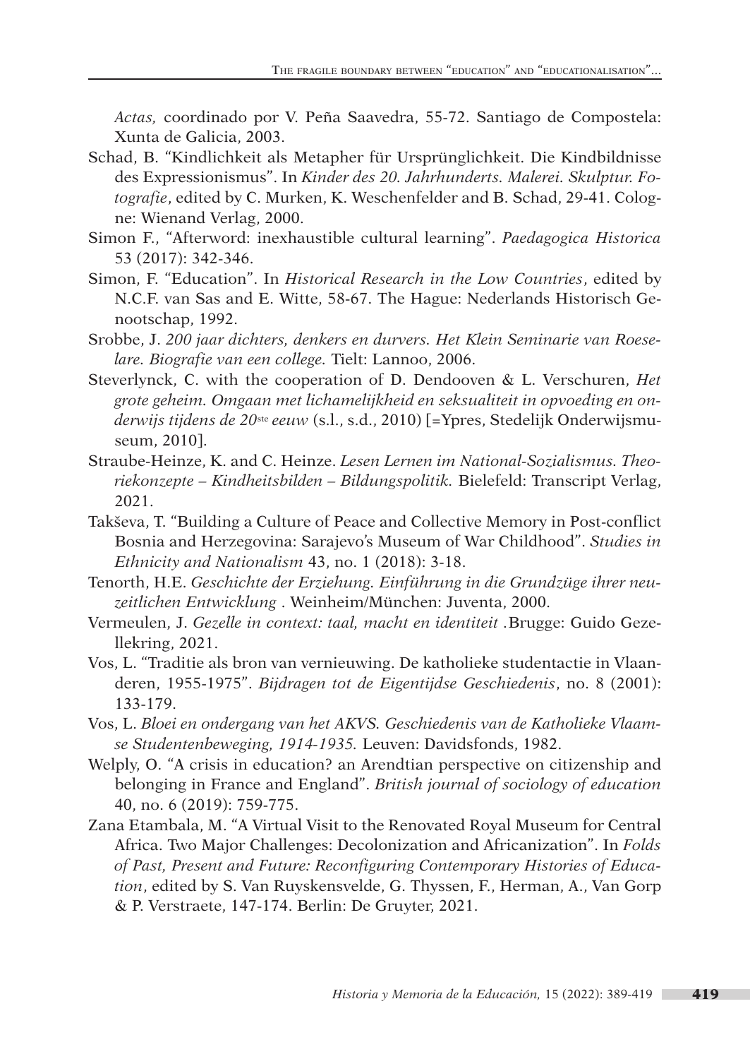*Actas,* coordinado por V. Peña Saavedra, 55-72. Santiago de Compostela: Xunta de Galicia, 2003.

Schad, B. "Kindlichkeit als Metapher für Ursprünglichkeit. Die Kindbildnisse des Expressionismus". In *Kinder des 20. Jahrhunderts. Malerei. Skulptur. Fotografie*, edited by C. Murken, K. Weschenfelder and B. Schad, 29-41. Cologne: Wienand Verlag, 2000.

Simon F., "Afterword: inexhaustible cultural learning". *Paedagogica Historica* 53 (2017): 342-346.

Simon, F. "Education". In *Historical Research in the Low Countries*, edited by N.C.F. van Sas and E. Witte, 58-67. The Hague: Nederlands Historisch Genootschap, 1992.

Srobbe, J. *200 jaar dichters, denkers en durvers. Het Klein Seminarie van Roeselare. Biografie van een college.* Tielt: Lannoo, 2006.

Steverlynck, C. with the cooperation of D. Dendooven & L. Verschuren, *Het grote geheim. Omgaan met lichamelijkheid en seksualiteit in opvoeding en onderwijs tijdens de 20ste eeuw* (s.l., s.d., 2010) [=Ypres, Stedelijk Onderwijsmuseum, 2010].

Straube-Heinze, K. and C. Heinze. *Lesen Lernen im National-Sozialismus. Theoriekonzepte – Kindheitsbilden – Bildungspolitik.* Bielefeld: Transcript Verlag, 2021.

Takševa, T. "Building a Culture of Peace and Collective Memory in Post-conflict Bosnia and Herzegovina: Sarajevo's Museum of War Childhood". *Studies in Ethnicity and Nationalism* 43, no. 1 (2018): 3-18.

Tenorth, H.E. *Geschichte der Erziehung. Einführung in die Grundzüge ihrer neuzeitlichen Entwicklung* . Weinheim/München: Juventa, 2000.

Vermeulen, J. *Gezelle in context: taal, macht en identiteit* .Brugge: Guido Gezellekring, 2021.

Vos, L. "Traditie als bron van vernieuwing. De katholieke studentactie in Vlaanderen, 1955-1975". *Bijdragen tot de Eigentijdse Geschiedenis*, no. 8 (2001): 133-179.

Vos, L. *Bloei en ondergang van het AKVS. Geschiedenis van de Katholieke Vlaamse Studentenbeweging, 1914-1935.* Leuven: Davidsfonds, 1982.

Welply, O. "A crisis in education? an Arendtian perspective on citizenship and belonging in France and England". *British journal of sociology of education* 40, no. 6 (2019): 759-775.

Zana Etambala, M. "A Virtual Visit to the Renovated Royal Museum for Central Africa. Two Major Challenges: Decolonization and Africanization". In *Folds of Past, Present and Future: Reconfiguring Contemporary Histories of Education*, edited by S. Van Ruyskensvelde, G. Thyssen, F., Herman, A., Van Gorp & P. Verstraete, 147-174. Berlin: De Gruyter, 2021.